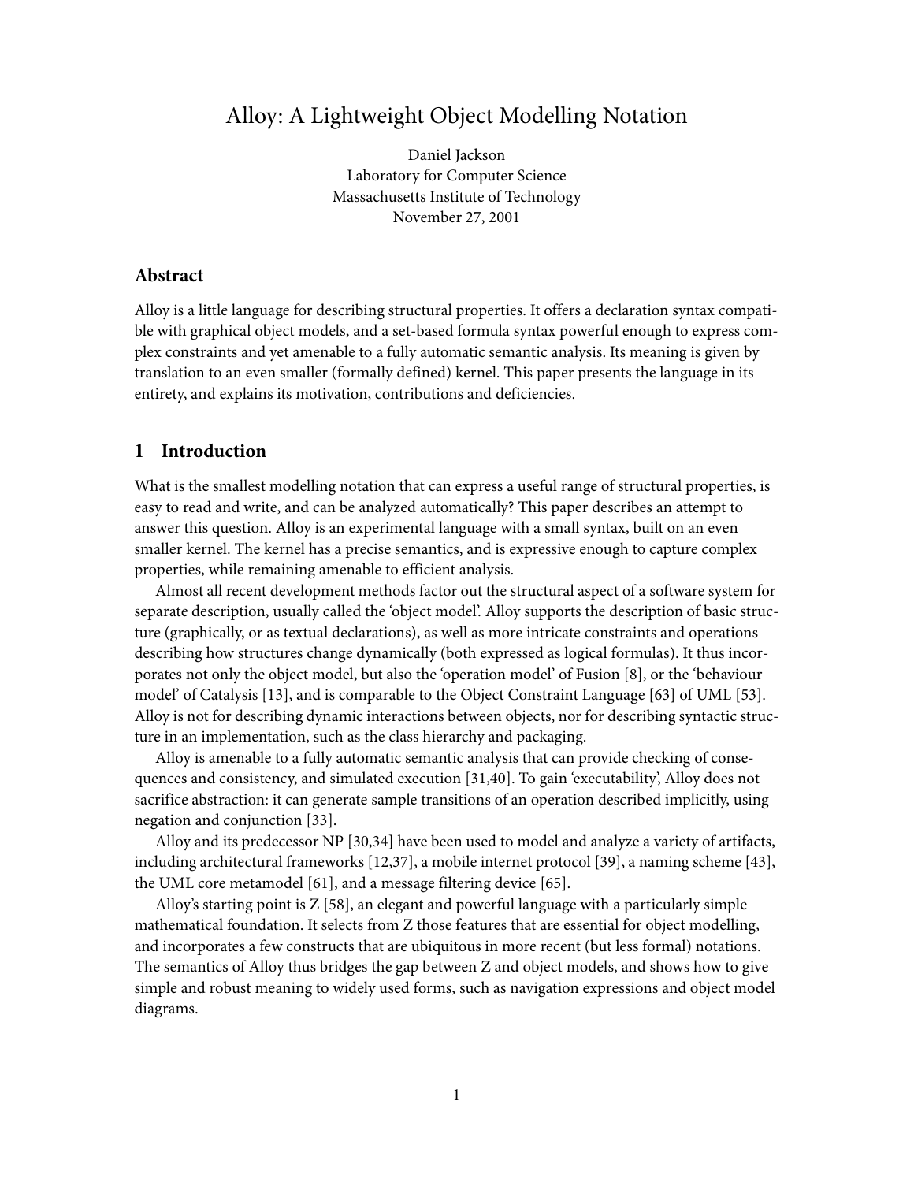# Alloy: A Lightweight Object Modelling Notation

Daniel Jackson
Laboratory for Computer Science
Massachusetts Institute of Technology
November 27, 2001

## Abstract

Alloy is a little language for describing structural properties. It offers a declaration syntax compatible with graphical object models, and a set-based formula syntax powerful enough to express complex constraints and yet amenable to a fully automatic semantic analysis. Its meaning is given by translation to an even smaller (formally defined) kernel. This paper presents the language in its entirety, and explains its motivation, contributions and deficiencies.

## 1 Introduction

What is the smallest modelling notation that can express a useful range of structural properties, is easy to read and write, and can be analyzed automatically? This paper describes an attempt to answer this question. Alloy is an experimental language with a small syntax, built on an even smaller kernel. The kernel has a precise semantics, and is expressive enough to capture complex properties, while remaining amenable to efficient analysis.

Almost all recent development methods factor out the structural aspect of a software system for separate description, usually called the 'object model'. Alloy supports the description of basic structure (graphically, or as textual declarations), as well as more intricate constraints and operations describing how structures change dynamically (both expressed as logical formulas). It thus incorporates not only the object model, but also the 'operation model' of Fusion [8], or the 'behaviour model' of Catalysis [13], and is comparable to the Object Constraint Language [63] of UML [53]. Alloy is not for describing dynamic interactions between objects, nor for describing syntactic structure in an implementation, such as the class hierarchy and packaging.

Alloy is amenable to a fully automatic semantic analysis that can provide checking of consequences and consistency, and simulated execution [31,40]. To gain 'executability', Alloy does not sacrifice abstraction: it can generate sample transitions of an operation described implicitly, using negation and conjunction [33].

Alloy and its predecessor NP [30,34] have been used to model and analyze a variety of artifacts, including architectural frameworks [12,37], a mobile internet protocol [39], a naming scheme [43], the UML core metamodel [61], and a message filtering device [65].

Alloy's starting point is Z [58], an elegant and powerful language with a particularly simple mathematical foundation. It selects from Z those features that are essential for object modelling, and incorporates a few constructs that are ubiquitous in more recent (but less formal) notations. The semantics of Alloy thus bridges the gap between Z and object models, and shows how to give simple and robust meaning to widely used forms, such as navigation expressions and object model diagrams.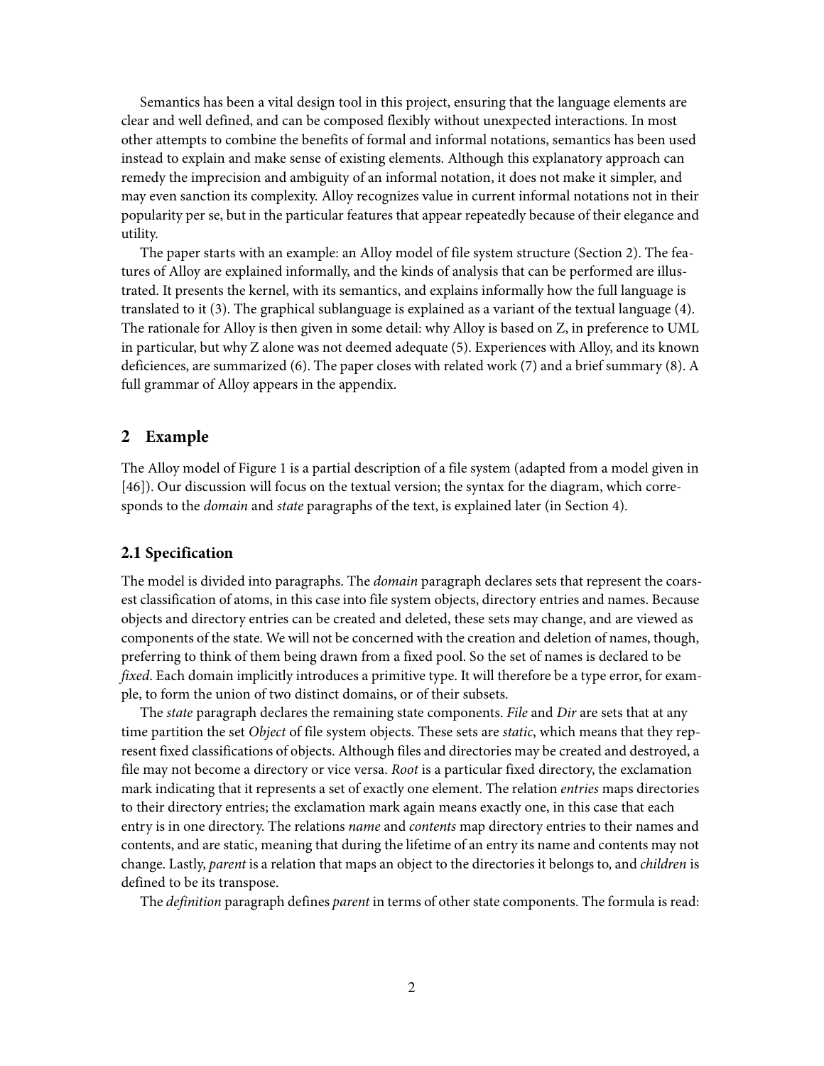Semantics has been a vital design tool in this project, ensuring that the language elements are clear and well defined, and can be composed flexibly without unexpected interactions. In most other attempts to combine the benefits of formal and informal notations, semantics has been used instead to explain and make sense of existing elements. Although this explanatory approach can remedy the imprecision and ambiguity of an informal notation, it does not make it simpler, and may even sanction its complexity. Alloy recognizes value in current informal notations not in their popularity per se, but in the particular features that appear repeatedly because of their elegance and utility.

The paper starts with an example: an Alloy model of file system structure (Section 2). The features of Alloy are explained informally, and the kinds of analysis that can be performed are illustrated. It presents the kernel, with its semantics, and explains informally how the full language is translated to it (3). The graphical sublanguage is explained as a variant of the textual language (4). The rationale for Alloy is then given in some detail: why Alloy is based on Z, in preference to UML in particular, but why Z alone was not deemed adequate (5). Experiences with Alloy, and its known deficiences, are summarized (6). The paper closes with related work (7) and a brief summary (8). A full grammar of Alloy appears in the appendix.

## 2 Example

The Alloy model of Figure 1 is a partial description of a file system (adapted from a model given in [46]). Our discussion will focus on the textual version; the syntax for the diagram, which corresponds to the *domain* and *state* paragraphs of the text, is explained later (in Section 4).

### 2.1 Specification

The model is divided into paragraphs. The *domain* paragraph declares sets that represent the coarsest classification of atoms, in this case into file system objects, directory entries and names. Because objects and directory entries can be created and deleted, these sets may change, and are viewed as components of the state. We will not be concerned with the creation and deletion of names, though, preferring to think of them being drawn from a fixed pool. So the set of names is declared to be *fixed*. Each domain implicitly introduces a primitive type. It will therefore be a type error, for example, to form the union of two distinct domains, or of their subsets.

The *state* paragraph declares the remaining state components. *File* and *Dir* are sets that at any time partition the set *Object* of file system objects. These sets are *static*, which means that they represent fixed classifications of objects. Although files and directories may be created and destroyed, a file may not become a directory or vice versa. *Root* is a particular fixed directory, the exclamation mark indicating that it represents a set of exactly one element. The relation *entries* maps directories to their directory entries; the exclamation mark again means exactly one, in this case that each entry is in one directory. The relations *name* and *contents* map directory entries to their names and contents, and are static, meaning that during the lifetime of an entry its name and contents may not change. Lastly, *parent* is a relation that maps an object to the directories it belongs to, and *children* is defined to be its transpose.

The *definition* paragraph defines *parent* in terms of other state components. The formula is read: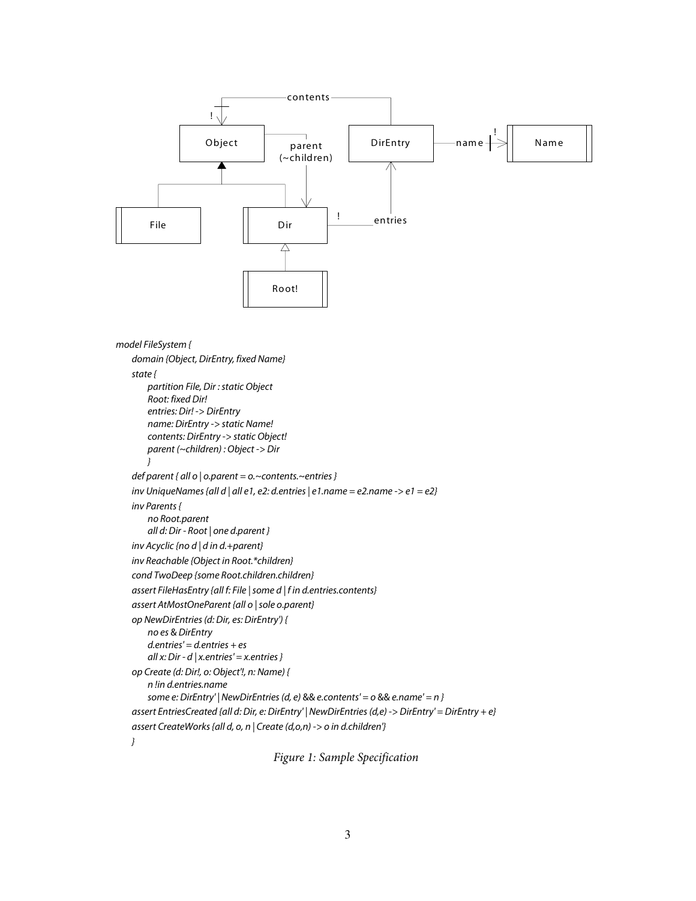```
model FileSystem {
    domain {Object, DirEntry, fixed Name}
    state {
        partition File, Dir : static Object
        Root: fixed Dir!
        entries: Dir! -> DirEntry
        name: DirEntry -> static Name!
        contents: DirEntry -> static Object!
        parent (~children) : Object -> Dir
        }
    def parent { all o | o.parent = o.~contents.~entries }
    inv UniqueNames {all d | all e1, e2: d.entries | e1.name = e2.name -> e1 = e2}
    inv Parents {
        no Root.parent
        all d: Dir - Root | one d.parent }
    inv Acyclic {no d | d in d.+parent}
    inv Reachable {Object in Root.*children}
    cond TwoDeep {some Root.children.children}
    assert FileHasEntry {all f: File | some d | f in d.entries.contents}
    assert AtMostOneParent {all o | sole o.parent}
    op NewDirEntries (d: Dir, es: DirEntry') {
        no es & DirEntry
        d.entries' = d.entries + es
        all x: Dir - d | x.entries' = x.entries }
    op Create (d: Dir!, o: Object'!, n: Name) {
        n !in d.entries.name
        some e: DirEntry' | NewDirEntries (d, e) && e.contents' = o && e.name' = n }
    assert EntriesCreated {all d: Dir, e: DirEntry' | NewDirEntries (d,e) -> DirEntry' = DirEntry + e}
    assert CreateWorks {all d, o, n | Create (d,o,n) -> o in d.children'}
    }
```

*Figure 1: Sample Specification*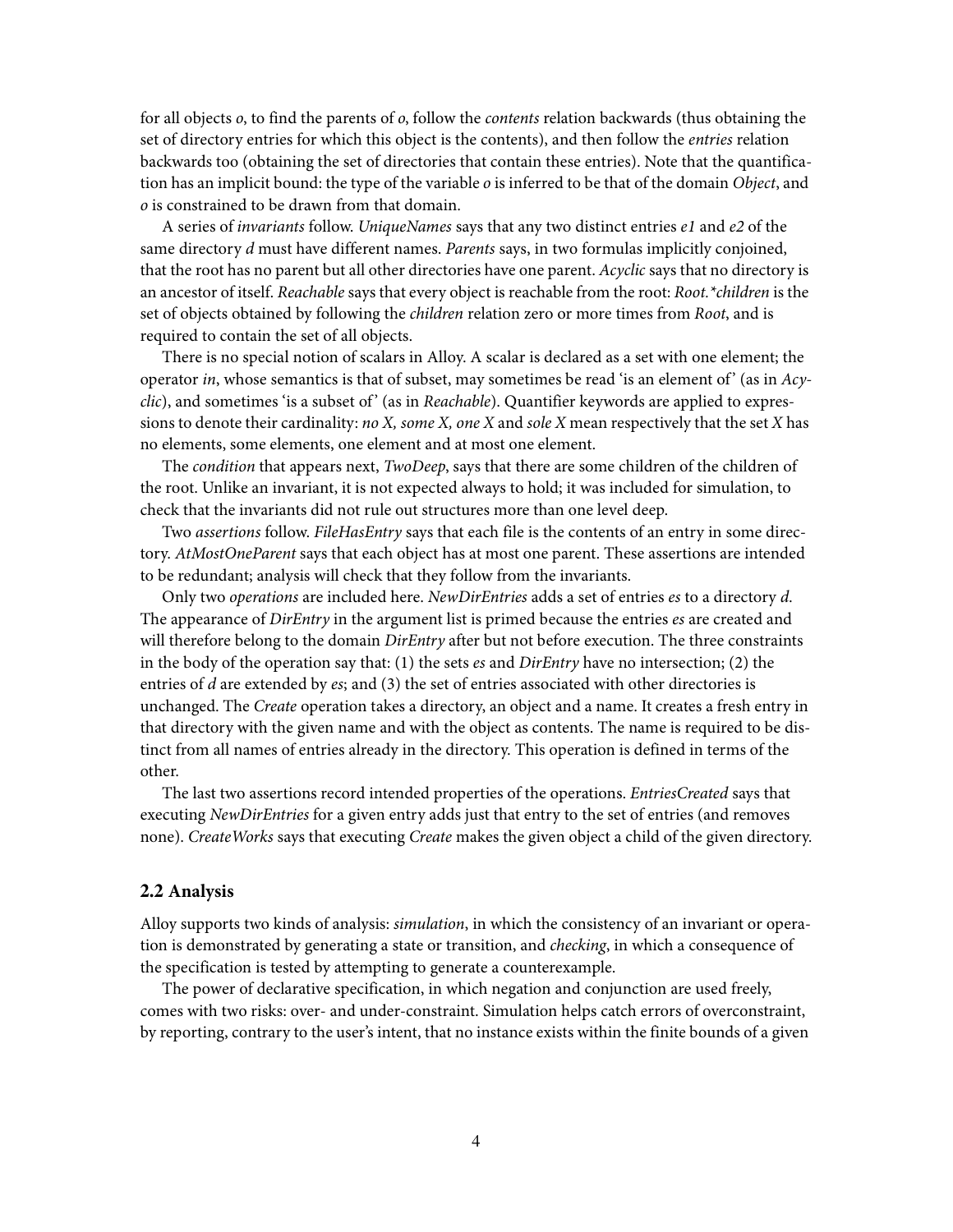for all objects *o*, to find the parents of *o*, follow the *contents* relation backwards (thus obtaining the set of directory entries for which this object is the contents), and then follow the *entries* relation backwards too (obtaining the set of directories that contain these entries). Note that the quantification has an implicit bound: the type of the variable *o* is inferred to be that of the domain *Object*, and *o* is constrained to be drawn from that domain.

A series of *invariants* follow. *UniqueNames* says that any two distinct entries *e1* and *e2* of the same directory *d* must have different names. *Parents* says, in two formulas implicitly conjoined, that the root has no parent but all other directories have one parent. *Acyclic* says that no directory is an ancestor of itself. *Reachable* says that every object is reachable from the root: *Root.*children* is the set of objects obtained by following the *children* relation zero or more times from *Root*, and is required to contain the set of all objects.

There is no special notion of scalars in Alloy. A scalar is declared as a set with one element; the operator *in*, whose semantics is that of subset, may sometimes be read 'is an element of' (as in *Acyclic*), and sometimes 'is a subset of' (as in *Reachable*). Quantifier keywords are applied to expressions to denote their cardinality: *no X, some X, one X* and *sole X* mean respectively that the set *X* has no elements, some elements, one element and at most one element.

The *condition* that appears next, *TwoDeep*, says that there are some children of the children of the root. Unlike an invariant, it is not expected always to hold; it was included for simulation, to check that the invariants did not rule out structures more than one level deep.

Two *assertions* follow. *FileHasEntry* says that each file is the contents of an entry in some directory. *AtMostOneParent* says that each object has at most one parent. These assertions are intended to be redundant; analysis will check that they follow from the invariants.

Only two *operations* are included here. *NewDirEntries* adds a set of entries *es* to a directory *d*. The appearance of *DirEntry* in the argument list is primed because the entries *es* are created and will therefore belong to the domain *DirEntry* after but not before execution. The three constraints in the body of the operation say that: (1) the sets *es* and *DirEntry* have no intersection; (2) the entries of *d* are extended by *es*; and (3) the set of entries associated with other directories is unchanged. The *Create* operation takes a directory, an object and a name. It creates a fresh entry in that directory with the given name and with the object as contents. The name is required to be distinct from all names of entries already in the directory. This operation is defined in terms of the other.

The last two assertions record intended properties of the operations. *EntriesCreated* says that executing *NewDirEntries* for a given entry adds just that entry to the set of entries (and removes none). *CreateWorks* says that executing *Create* makes the given object a child of the given directory.

### 2.2 Analysis

Alloy supports two kinds of analysis: *simulation*, in which the consistency of an invariant or operation is demonstrated by generating a state or transition, and *checking*, in which a consequence of the specification is tested by attempting to generate a counterexample.

The power of declarative specification, in which negation and conjunction are used freely, comes with two risks: over- and under-constraint. Simulation helps catch errors of overconstraint, by reporting, contrary to the user's intent, that no instance exists within the finite bounds of a given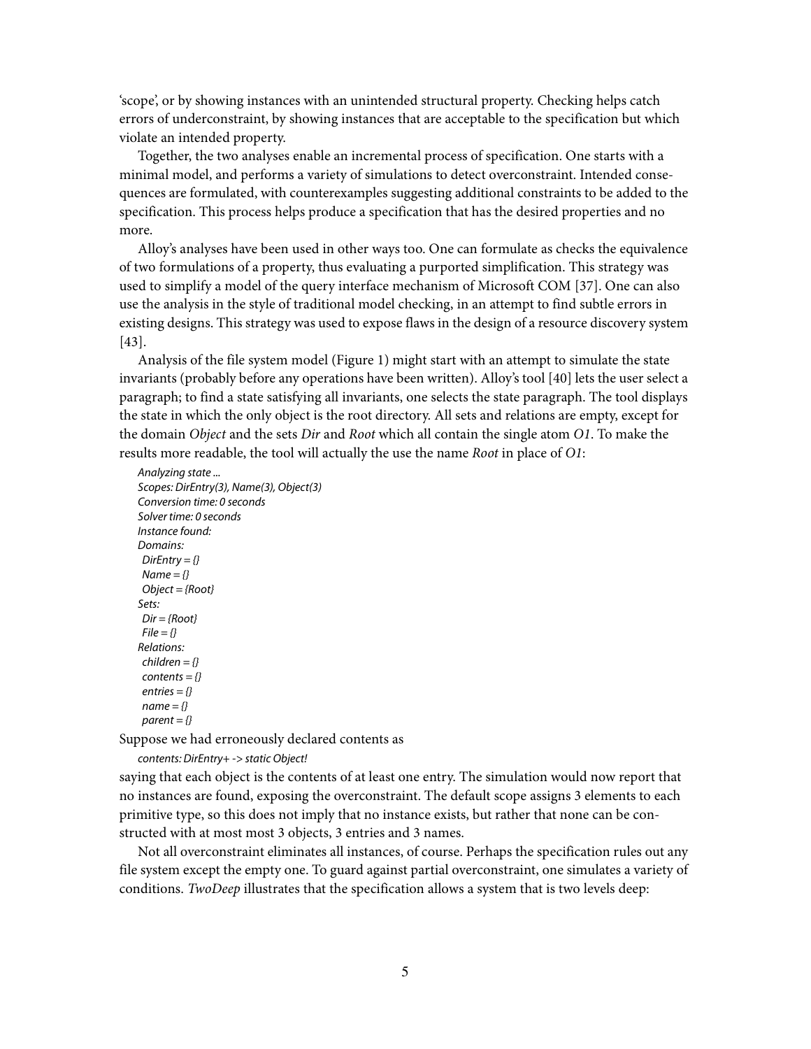‘scope’, or by showing instances with an unintended structural property. Checking helps catch errors of underconstraint, by showing instances that are acceptable to the specification but which violate an intended property.

Together, the two analyses enable an incremental process of specification. One starts with a minimal model, and performs a variety of simulations to detect overconstraint. Intended consequences are formulated, with counterexamples suggesting additional constraints to be added to the specification. This process helps produce a specification that has the desired properties and no more.

Alloy’s analyses have been used in other ways too. One can formulate as checks the equivalence of two formulations of a property, thus evaluating a purported simplification. This strategy was used to simplify a model of the query interface mechanism of Microsoft COM [37]. One can also use the analysis in the style of traditional model checking, in an attempt to find subtle errors in existing designs. This strategy was used to expose flaws in the design of a resource discovery system [43].

Analysis of the file system model (Figure 1) might start with an attempt to simulate the state invariants (probably before any operations have been written). Alloy’s tool [40] lets the user select a paragraph; to find a state satisfying all invariants, one selects the state paragraph. The tool displays the state in which the only object is the root directory. All sets and relations are empty, except for the domain *Object* and the sets *Dir* and *Root* which all contain the single atom *O1*. To make the results more readable, the tool will actually the use the name *Root* in place of *O1*:

```
Analyzing state ...
Scopes: DirEntry(3), Name(3), Object(3)
Conversion time: 0 seconds
Solver time: 0 seconds
Instance found:
Domains:
 DirEntry = {}
 Name = {}
 Object = {Root}
Sets:
 Dir = {Root}
 File = {}
Relations:
 children = {}
 contents = {}
 entries = {}
 name = {}
 parent = {}
```

Suppose we had erroneously declared contents as

```
contents: DirEntry+ -> static Object!
```

saying that each object is the contents of at least one entry. The simulation would now report that no instances are found, exposing the overconstraint. The default scope assigns 3 elements to each primitive type, so this does not imply that no instance exists, but rather that none can be constructed with at most most 3 objects, 3 entries and 3 names.

Not all overconstraint eliminates all instances, of course. Perhaps the specification rules out any file system except the empty one. To guard against partial overconstraint, one simulates a variety of conditions. *TwoDeep* illustrates that the specification allows a system that is two levels deep: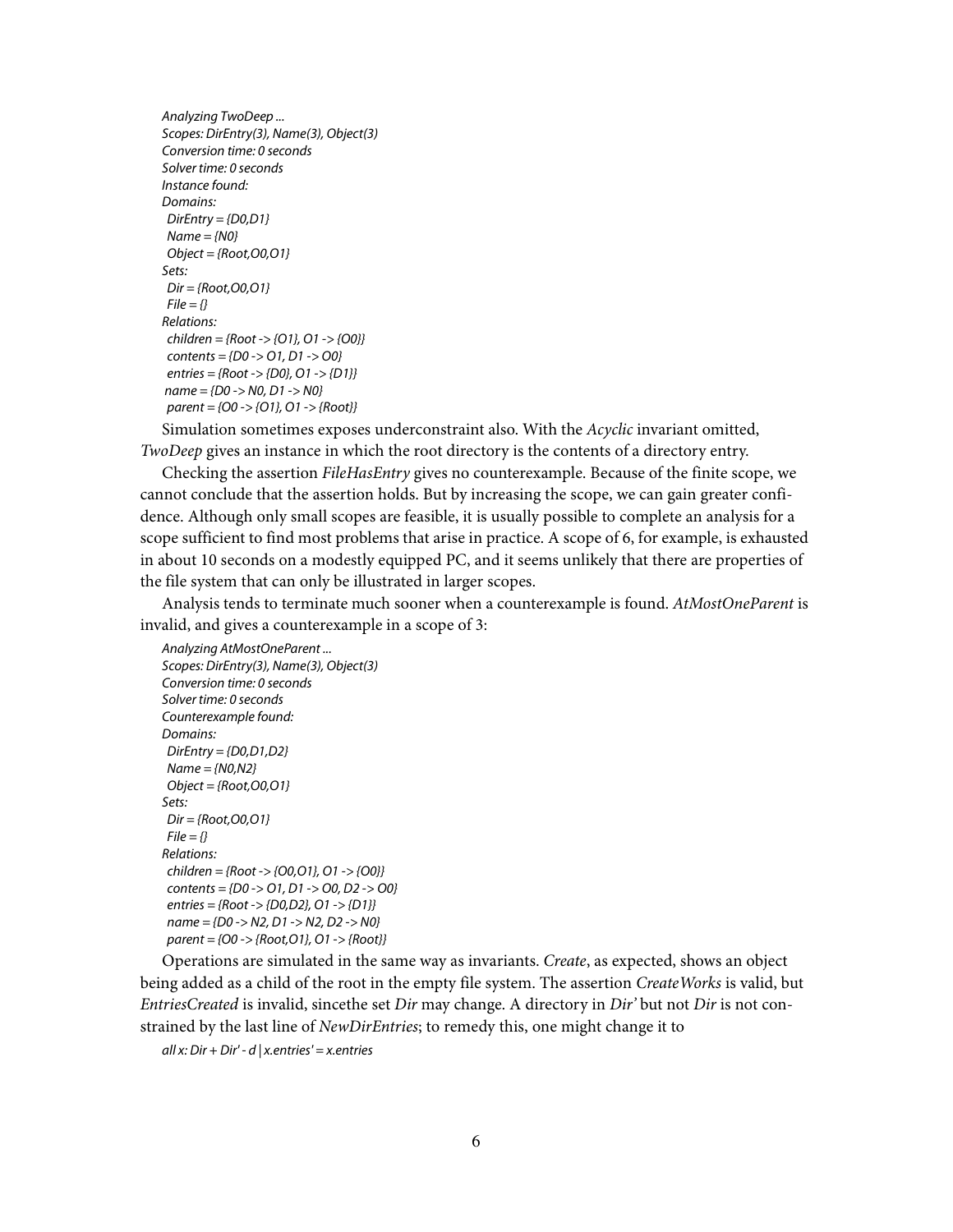```
Analyzing TwoDeep ...
Scopes: DirEntry(3), Name(3), Object(3)
Conversion time: 0 seconds
Solver time: 0 seconds
Instance found:
Domains:
 DirEntry = {D0,D1}
 Name = {N0}
 Object = {Root,O0,O1}
Sets:
 Dir = {Root,O0,O1}
 File = {}
Relations:
 children = {Root -> {O1}, O1 -> {O0}}
 contents = {D0 -> O1, D1 -> O0}
 entries = {Root -> {D0}, O1 -> {D1}}
 name = {D0 -> N0, D1 -> N0}
 parent = {O0 -> {O1}, O1 -> {Root}}
```

Simulation sometimes exposes underconstraint also. With the *Acyclic* invariant omitted, *TwoDeep* gives an instance in which the root directory is the contents of a directory entry.

Checking the assertion *FileHasEntry* gives no counterexample. Because of the finite scope, we cannot conclude that the assertion holds. But by increasing the scope, we can gain greater confidence. Although only small scopes are feasible, it is usually possible to complete an analysis for a scope sufficient to find most problems that arise in practice. A scope of 6, for example, is exhausted in about 10 seconds on a modestly equipped PC, and it seems unlikely that there are properties of the file system that can only be illustrated in larger scopes.

Analysis tends to terminate much sooner when a counterexample is found. *AtMostOneParent* is invalid, and gives a counterexample in a scope of 3:

```
Analyzing AtMostOneParent ...
Scopes: DirEntry(3), Name(3), Object(3)
Conversion time: 0 seconds
Solver time: 0 seconds
Counterexample found:
Domains:
 DirEntry = {D0,D1,D2}
 Name = {N0,N2}
 Object = {Root,O0,O1}
Sets:
 Dir = {Root,O0,O1}
 File = {}
Relations:
 children = {Root -> {O0,O1}, O1 -> {O0}}
 contents = {D0 -> O1, D1 -> O0, D2 -> O0}
 entries = {Root -> {D0,D2}, O1 -> {D1}}
 name = {D0 -> N2, D1 -> N2, D2 -> N0}
 parent = {O0 -> {Root,O1}, O1 -> {Root}}
```

Operations are simulated in the same way as invariants. *Create*, as expected, shows an object being added as a child of the root in the empty file system. The assertion *CreateWorks* is valid, but *EntriesCreated* is invalid, sincethe set *Dir* may change. A directory in *Dir'* but not *Dir* is not constrained by the last line of *NewDirEntries*; to remedy this, one might change it to

```
all x: Dir + Dir' - d | x.entries' = x.entries
```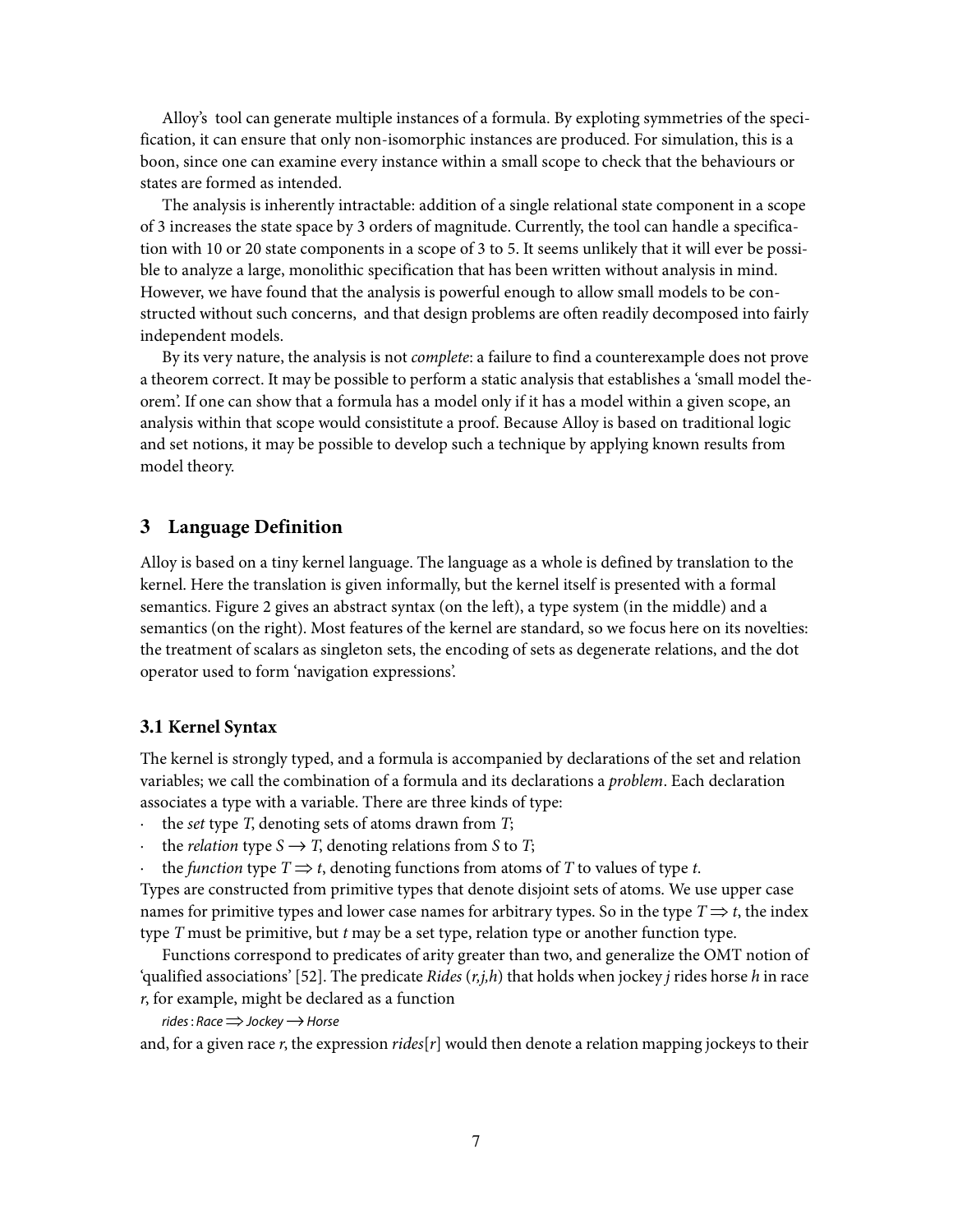Alloy's tool can generate multiple instances of a formula. By exploting symmetries of the specification, it can ensure that only non-isomorphic instances are produced. For simulation, this is a boon, since one can examine every instance within a small scope to check that the behaviours or states are formed as intended.

The analysis is inherently intractable: addition of a single relational state component in a scope of 3 increases the state space by 3 orders of magnitude. Currently, the tool can handle a specification with 10 or 20 state components in a scope of 3 to 5. It seems unlikely that it will ever be possible to analyze a large, monolithic specification that has been written without analysis in mind. However, we have found that the analysis is powerful enough to allow small models to be constructed without such concerns, and that design problems are often readily decomposed into fairly independent models.

By its very nature, the analysis is not *complete*: a failure to find a counterexample does not prove a theorem correct. It may be possible to perform a static analysis that establishes a 'small model theorem'. If one can show that a formula has a model only if it has a model within a given scope, an analysis within that scope would consistitute a proof. Because Alloy is based on traditional logic and set notions, it may be possible to develop such a technique by applying known results from model theory.

## 3 Language Definition

Alloy is based on a tiny kernel language. The language as a whole is defined by translation to the kernel. Here the translation is given informally, but the kernel itself is presented with a formal semantics. Figure 2 gives an abstract syntax (on the left), a type system (in the middle) and a semantics (on the right). Most features of the kernel are standard, so we focus here on its novelties: the treatment of scalars as singleton sets, the encoding of sets as degenerate relations, and the dot operator used to form 'navigation expressions'.

### 3.1 Kernel Syntax

The kernel is strongly typed, and a formula is accompanied by declarations of the set and relation variables; we call the combination of a formula and its declarations a *problem*. Each declaration associates a type with a variable. There are three kinds of type:

- the *set* type $T$, denoting sets of atoms drawn from $T$;
- the *relation* type $S \rightarrow T$, denoting relations from $S$ to $T$;
- the *function* type $T \Rightarrow t$, denoting functions from atoms of $T$ to values of type $t$.

Types are constructed from primitive types that denote disjoint sets of atoms. We use upper case names for primitive types and lower case names for arbitrary types. So in the type $T \Rightarrow t$, the index type $T$ must be primitive, but $t$ may be a set type, relation type or another function type.

Functions correspond to predicates of arity greater than two, and generalize the OMT notion of 'qualified associations' [52]. The predicate *Rides* $(r,j,h)$ that holds when jockey $j$ rides horse $h$ in race $r$, for example, might be declared as a function

$rides : Race \Rightarrow Jockey \rightarrow Horse$

and, for a given race $r$, the expression $rides[r]$ would then denote a relation mapping jockeys to their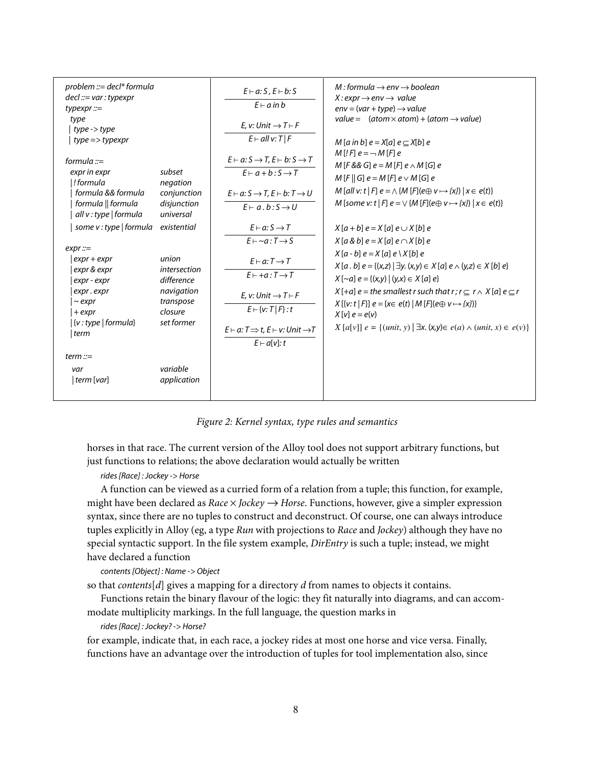```
problem ::= decl* formula
decl ::= var : typexpr
typexpr ::=
  type
  | type -> type
  | type => typexpr

formula ::=
  expr in expr              subset
  | ! formula               negation
  | formula && formula      conjunction
  | formula || formula      disjunction
  | all v : type | formula  universal
  | some v : type | formula existential

expr ::=
  | expr + expr             union
  | expr & expr             intersection
  | expr - expr             difference
  | expr . expr             navigation
  | ~ expr                  transpose
  | + expr                  closure
  | {v : type | formula}    set former
  | term

term ::=
  var                       variable
  | term [var]              application
```

**Type rules:**

$$\frac{E \vdash a: S,\ E \vdash b: S}{E \vdash a \text{ in } b}$$

$$\frac{E, v: Unit \rightarrow T \vdash F}{E \vdash \text{all } v: T \mid F}$$

$$\frac{E \vdash a: S \rightarrow T,\ E \vdash b: S \rightarrow T}{E \vdash a + b : S \rightarrow T}$$

$$\frac{E \vdash a: S \rightarrow T,\ E \vdash b: T \rightarrow U}{E \vdash a \,.\, b : S \rightarrow U}$$

$$\frac{E \vdash a: S \rightarrow T}{E \vdash \sim a : T \rightarrow S}$$

$$\frac{E \vdash a: T \rightarrow T}{E \vdash +a : T \rightarrow T}$$

$$\frac{E, v: Unit \rightarrow T \vdash F}{E \vdash \{v: T \mid F\} : t}$$

$$\frac{E \vdash a: T \Rightarrow t,\ E \vdash v: Unit \rightarrow T}{E \vdash a[v]: t}$$

**Semantics:**

$M : formula \rightarrow env \rightarrow boolean$
$X : expr \rightarrow env \rightarrow value$
$env = (var + type) \rightarrow value$
$value = (atom \times atom) + (atom \rightarrow value)$

$M\,[a \text{ in } b]\, e = X[a]\, e \subseteq X[b]\, e$
$M\,[!\, F]\, e = \neg\, M\,[F]\, e$
$M\,[F \,\&\&\, G]\, e = M\,[F]\, e \wedge M\,[G]\, e$
$M\,[F \,||\, G]\, e = M\,[F]\, e \vee M\,[G]\, e$
$M\,[\text{all } v: t \mid F]\, e = \wedge\, \{M\,[F](e \oplus v \mapsto \{x\}) \mid x \in e(t)\}$
$M\,[\text{some } v: t \mid F]\, e = \vee\, \{M\,[F](e \oplus v \mapsto \{x\}) \mid x \in e(t)\}$

$X\,[a + b]\, e = X\,[a]\, e \cup X\,[b]\, e$
$X\,[a \,\&\, b]\, e = X\,[a]\, e \cap X\,[b]\, e$
$X\,[a - b]\, e = X\,[a]\, e \setminus X\,[b]\, e$
$X\,[a \,.\, b]\, e = \{(x,z) \mid \exists y.\, (x,y) \in X\,[a]\, e \wedge (y,z) \in X\,[b]\, e\}$
$X\,[\sim a]\, e = \{(x,y) \mid (y,x) \in X\,[a]\, e\}$
$X\,[+a]\, e =$ the smallest $r$ such that $r\,;r \subseteq r \wedge X\,[a]\, e \subseteq r$
$X\,[\{v: t \mid F\}]\, e = \{x \in e(t) \mid M\,[F](e \oplus v \mapsto \{x\})\}$
$X\,[v]\, e = e(v)$
$X\,[a[v]]\; e = \{(unit, y) \mid \exists x.\, (x,y) \in e(a) \wedge (unit, x) \in e(v)\}$

*Figure 2: Kernel syntax, type rules and semantics*

horses in that race. The current version of the Alloy tool does not support arbitrary functions, but just functions to relations; the above declaration would actually be written

*rides [Race] : Jockey -> Horse*

A function can be viewed as a curried form of a relation from a tuple; this function, for example, might have been declared as $Race \times Jockey \longrightarrow Horse$. Functions, however, give a simpler expression syntax, since there are no tuples to construct and deconstruct. Of course, one can always introduce tuples explicitly in Alloy (eg, a type *Run* with projections to *Race* and *Jockey*) although they have no special syntactic support. In the file system example, *DirEntry* is such a tuple; instead, we might have declared a function

*contents [Object] : Name -> Object*

so that *contents*[*d*] gives a mapping for a directory *d* from names to objects it contains.

Functions retain the binary flavour of the logic: they fit naturally into diagrams, and can accommodate multiplicity markings. In the full language, the question marks in

*rides [Race] : Jockey? -> Horse?*

for example, indicate that, in each race, a jockey rides at most one horse and vice versa. Finally, functions have an advantage over the introduction of tuples for tool implementation also, since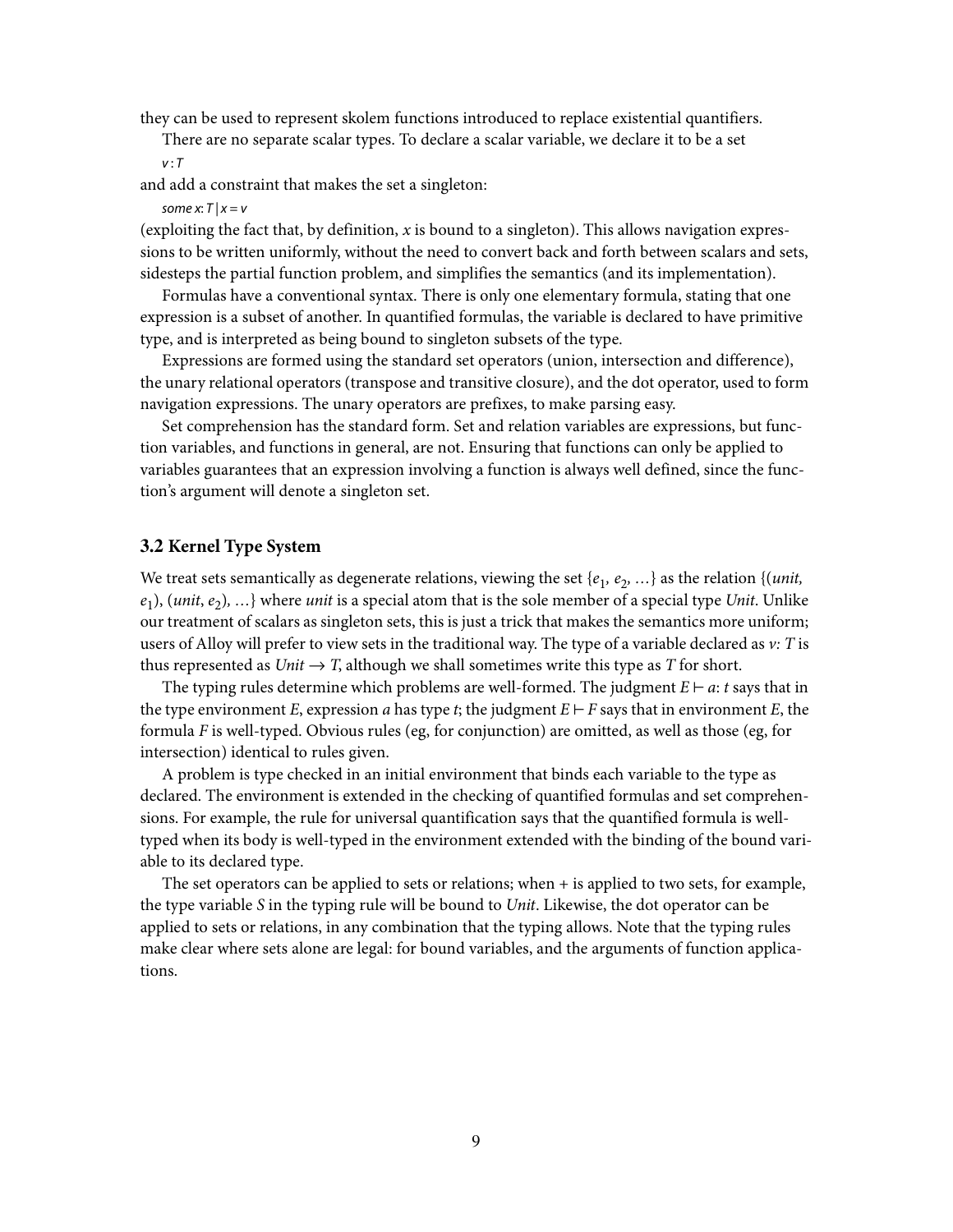they can be used to represent skolem functions introduced to replace existential quantifiers.

There are no separate scalar types. To declare a scalar variable, we declare it to be a set

*v* : *T*

and add a constraint that makes the set a singleton:

*some x*: *T* | *x* = *v*

(exploiting the fact that, by definition, *x* is bound to a singleton). This allows navigation expressions to be written uniformly, without the need to convert back and forth between scalars and sets, sidesteps the partial function problem, and simplifies the semantics (and its implementation).

Formulas have a conventional syntax. There is only one elementary formula, stating that one expression is a subset of another. In quantified formulas, the variable is declared to have primitive type, and is interpreted as being bound to singleton subsets of the type.

Expressions are formed using the standard set operators (union, intersection and difference), the unary relational operators (transpose and transitive closure), and the dot operator, used to form navigation expressions. The unary operators are prefixes, to make parsing easy.

Set comprehension has the standard form. Set and relation variables are expressions, but function variables, and functions in general, are not. Ensuring that functions can only be applied to variables guarantees that an expression involving a function is always well defined, since the function's argument will denote a singleton set.

### 3.2 Kernel Type System

We treat sets semantically as degenerate relations, viewing the set $\{e_1, e_2, \ldots\}$ as the relation $\{(unit, e_1), (unit, e_2), \ldots\}$ where *unit* is a special atom that is the sole member of a special type *Unit*. Unlike our treatment of scalars as singleton sets, this is just a trick that makes the semantics more uniform; users of Alloy will prefer to view sets in the traditional way. The type of a variable declared as *v*: *T* is thus represented as $Unit \rightarrow T$, although we shall sometimes write this type as *T* for short.

The typing rules determine which problems are well-formed. The judgment $E \vdash a: t$ says that in the type environment *E*, expression *a* has type *t*; the judgment $E \vdash F$ says that in environment *E*, the formula *F* is well-typed. Obvious rules (eg, for conjunction) are omitted, as well as those (eg, for intersection) identical to rules given.

A problem is type checked in an initial environment that binds each variable to the type as declared. The environment is extended in the checking of quantified formulas and set comprehensions. For example, the rule for universal quantification says that the quantified formula is well-typed when its body is well-typed in the environment extended with the binding of the bound variable to its declared type.

The set operators can be applied to sets or relations; when + is applied to two sets, for example, the type variable *S* in the typing rule will be bound to *Unit*. Likewise, the dot operator can be applied to sets or relations, in any combination that the typing allows. Note that the typing rules make clear where sets alone are legal: for bound variables, and the arguments of function applications.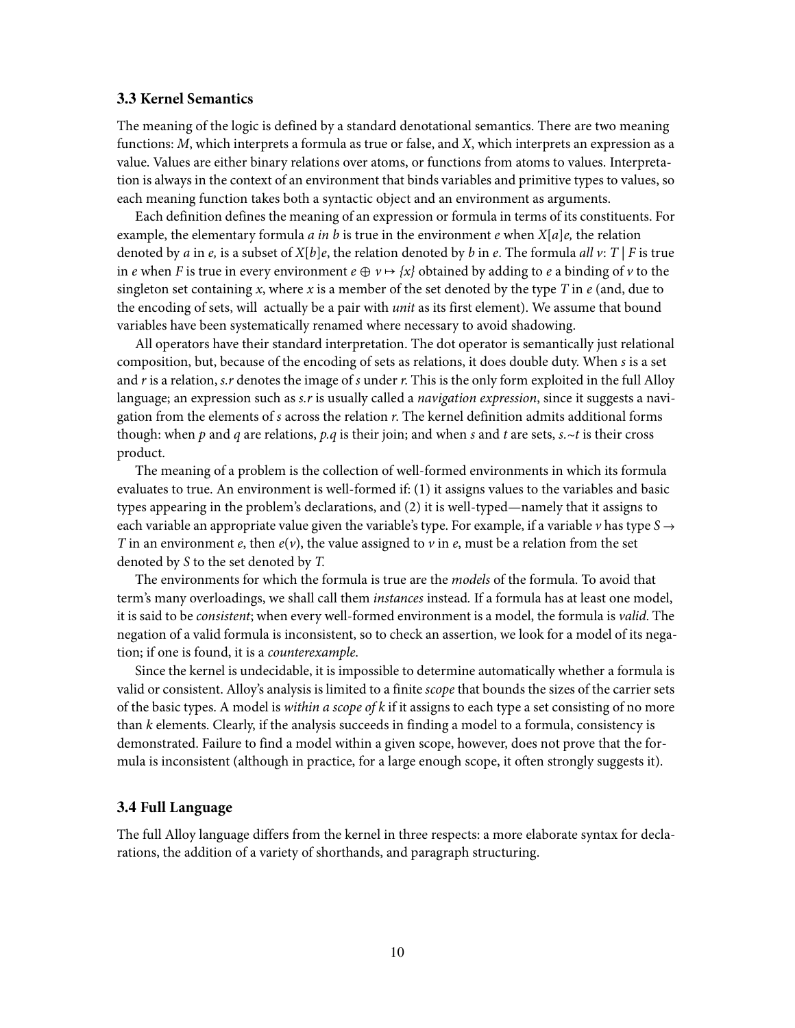### 3.3 Kernel Semantics

The meaning of the logic is defined by a standard denotational semantics. There are two meaning functions: *M*, which interprets a formula as true or false, and *X*, which interprets an expression as a value. Values are either binary relations over atoms, or functions from atoms to values. Interpretation is always in the context of an environment that binds variables and primitive types to values, so each meaning function takes both a syntactic object and an environment as arguments.

Each definition defines the meaning of an expression or formula in terms of its constituents. For example, the elementary formula *a in b* is true in the environment *e* when $X[a]e$, the relation denoted by *a* in *e,* is a subset of $X[b]e$, the relation denoted by *b* in *e*. The formula *all v*: *T* | *F* is true in *e* when *F* is true in every environment $e \oplus v \mapsto \{x\}$ obtained by adding to *e* a binding of *v* to the singleton set containing *x*, where *x* is a member of the set denoted by the type *T* in *e* (and, due to the encoding of sets, will actually be a pair with *unit* as its first element). We assume that bound variables have been systematically renamed where necessary to avoid shadowing.

All operators have their standard interpretation. The dot operator is semantically just relational composition, but, because of the encoding of sets as relations, it does double duty. When *s* is a set and *r* is a relation, *s.r* denotes the image of *s* under *r*. This is the only form exploited in the full Alloy language; an expression such as *s.r* is usually called a *navigation expression*, since it suggests a navigation from the elements of *s* across the relation *r*. The kernel definition admits additional forms though: when *p* and *q* are relations, *p.q* is their join; and when *s* and *t* are sets, *s.~t* is their cross product.

The meaning of a problem is the collection of well-formed environments in which its formula evaluates to true. An environment is well-formed if: (1) it assigns values to the variables and basic types appearing in the problem's declarations, and (2) it is well-typed—namely that it assigns to each variable an appropriate value given the variable's type. For example, if a variable *v* has type $S \rightarrow T$ in an environment *e*, then $e(v)$, the value assigned to *v* in *e*, must be a relation from the set denoted by *S* to the set denoted by *T.*

The environments for which the formula is true are the *models* of the formula. To avoid that term's many overloadings, we shall call them *instances* instead*.* If a formula has at least one model, it is said to be *consistent*; when every well-formed environment is a model, the formula is *valid*. The negation of a valid formula is inconsistent, so to check an assertion, we look for a model of its negation; if one is found, it is a *counterexample*.

Since the kernel is undecidable, it is impossible to determine automatically whether a formula is valid or consistent. Alloy's analysis is limited to a finite *scope* that bounds the sizes of the carrier sets of the basic types. A model is *within a scope of k* if it assigns to each type a set consisting of no more than *k* elements. Clearly, if the analysis succeeds in finding a model to a formula, consistency is demonstrated. Failure to find a model within a given scope, however, does not prove that the formula is inconsistent (although in practice, for a large enough scope, it often strongly suggests it).

### 3.4 Full Language

The full Alloy language differs from the kernel in three respects: a more elaborate syntax for declarations, the addition of a variety of shorthands, and paragraph structuring.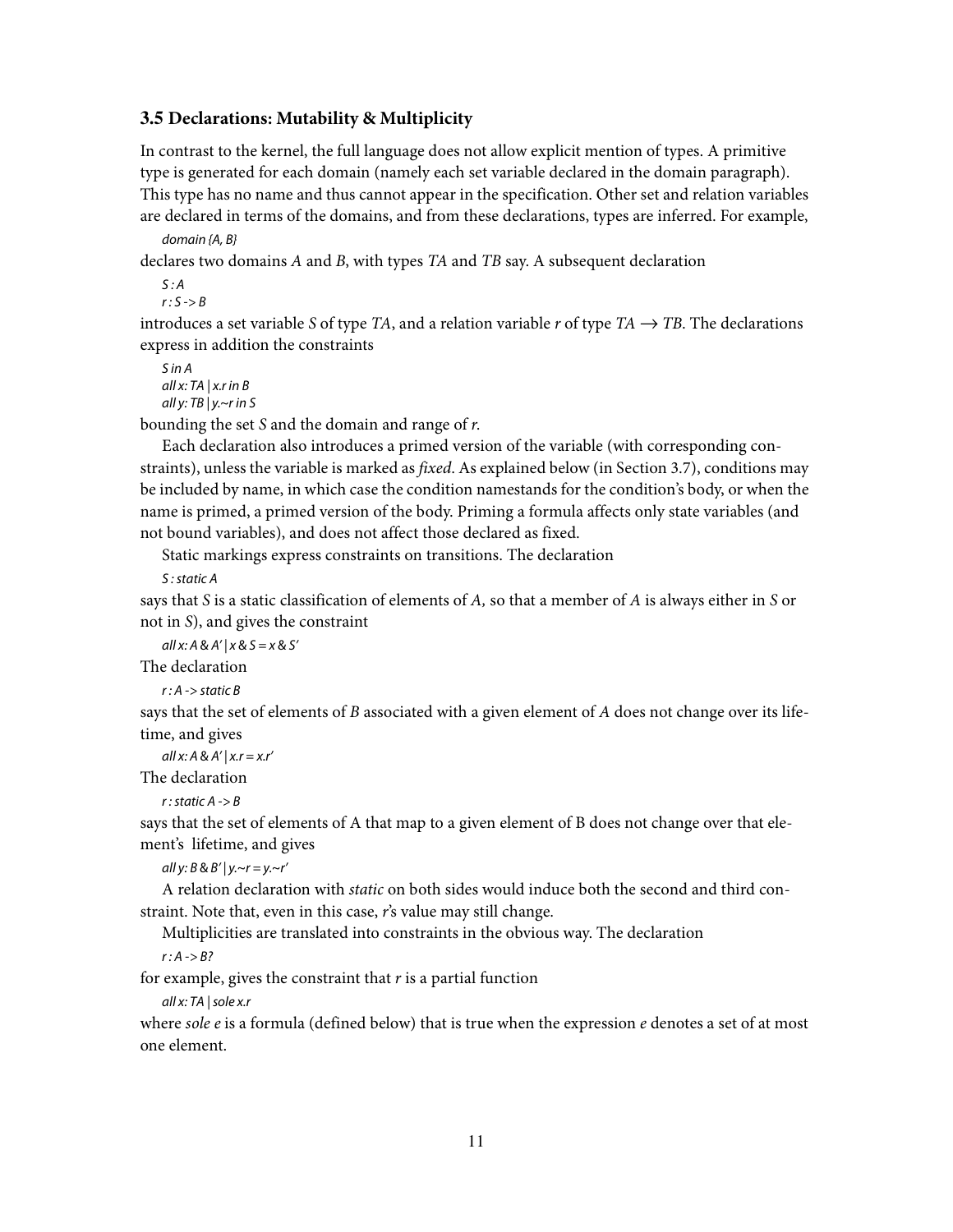### 3.5 Declarations: Mutability & Multiplicity

In contrast to the kernel, the full language does not allow explicit mention of types. A primitive type is generated for each domain (namely each set variable declared in the domain paragraph). This type has no name and thus cannot appear in the specification. Other set and relation variables are declared in terms of the domains, and from these declarations, types are inferred. For example,

```
domain {A, B}
```

declares two domains *A* and *B*, with types *TA* and *TB* say. A subsequent declaration

```
S : A
r : S -> B
```

introduces a set variable *S* of type *TA*, and a relation variable *r* of type $TA \rightarrow TB$. The declarations express in addition the constraints

```
S in A
all x: TA | x.r in B
all y: TB | y.~r in S
```

bounding the set *S* and the domain and range of *r*.

Each declaration also introduces a primed version of the variable (with corresponding constraints), unless the variable is marked as *fixed*. As explained below (in Section 3.7), conditions may be included by name, in which case the condition namestands for the condition's body, or when the name is primed, a primed version of the body. Priming a formula affects only state variables (and not bound variables), and does not affect those declared as fixed.

Static markings express constraints on transitions. The declaration

```
S : static A
```

says that *S* is a static classification of elements of *A*, so that a member of *A* is always either in *S* or not in *S*), and gives the constraint

```
all x: A & A' | x & S = x & S'
```

The declaration

```
r : A -> static B
```

says that the set of elements of *B* associated with a given element of *A* does not change over its lifetime, and gives

```
all x: A & A' | x.r = x.r'
```

The declaration

```
r : static A -> B
```

says that the set of elements of A that map to a given element of B does not change over that element's lifetime, and gives

```
all y: B & B' | y.~r = y.~r'
```

A relation declaration with *static* on both sides would induce both the second and third constraint. Note that, even in this case, *r*'s value may still change.

Multiplicities are translated into constraints in the obvious way. The declaration

```
r : A -> B?
```

for example, gives the constraint that *r* is a partial function

```
all x: TA | sole x.r
```

where *sole e* is a formula (defined below) that is true when the expression *e* denotes a set of at most one element.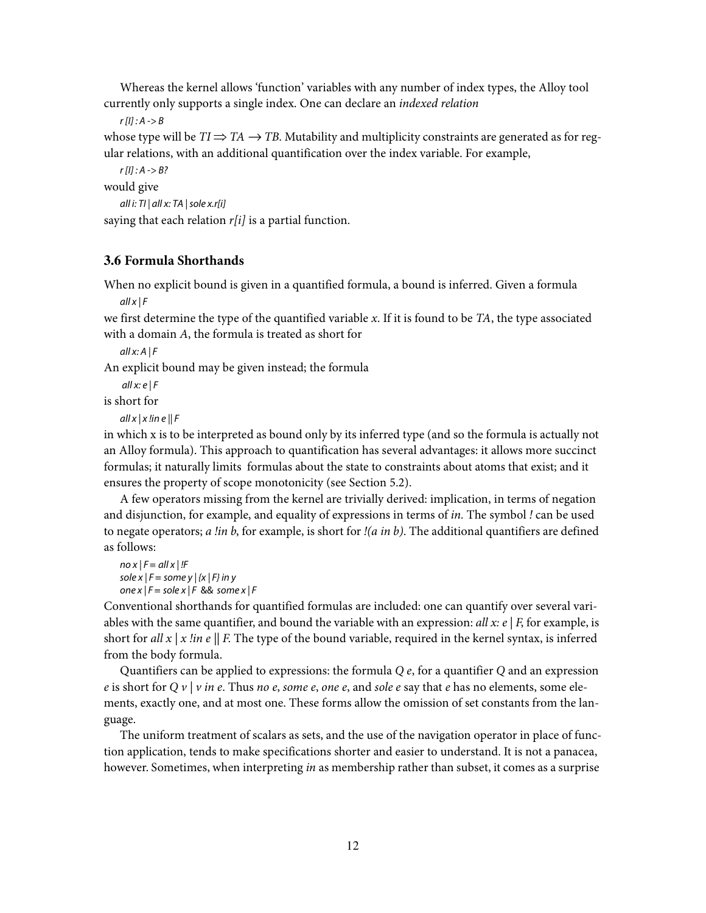Whereas the kernel allows 'function' variables with any number of index types, the Alloy tool currently only supports a single index. One can declare an *indexed relation*

*r [I] : A -> B*

whose type will be $TI \Rightarrow TA \rightarrow TB$. Mutability and multiplicity constraints are generated as for regular relations, with an additional quantification over the index variable. For example,

*r [I] : A -> B?*

would give

*all i: TI | all x: TA | sole x.r[i]*

saying that each relation *r[i]* is a partial function.

### 3.6 Formula Shorthands

When no explicit bound is given in a quantified formula, a bound is inferred. Given a formula

*all x | F*

we first determine the type of the quantified variable *x*. If it is found to be *TA*, the type associated with a domain *A*, the formula is treated as short for

*all x: A | F*

An explicit bound may be given instead; the formula

*all x: e | F*

is short for

*all x | x !in e || F*

in which x is to be interpreted as bound only by its inferred type (and so the formula is actually not an Alloy formula). This approach to quantification has several advantages: it allows more succinct formulas; it naturally limits formulas about the state to constraints about atoms that exist; and it ensures the property of scope monotonicity (see Section 5.2).

A few operators missing from the kernel are trivially derived: implication, in terms of negation and disjunction, for example, and equality of expressions in terms of *in*. The symbol *!* can be used to negate operators; *a !in b*, for example, is short for *!(a in b)*. The additional quantifiers are defined as follows:

*no x | F ≡ all x | !F*
*sole x | F ≡ some y | {x | F} in y*
*one x | F ≡ sole x | F && some x | F*

Conventional shorthands for quantified formulas are included: one can quantify over several variables with the same quantifier, and bound the variable with an expression: *all x: e | F*, for example, is short for *all x | x !in e || F*. The type of the bound variable, required in the kernel syntax, is inferred from the body formula.

Quantifiers can be applied to expressions: the formula *Q e*, for a quantifier *Q* and an expression *e* is short for *Q v | v in e*. Thus *no e*, *some e*, *one e*, and *sole e* say that *e* has no elements, some elements, exactly one, and at most one. These forms allow the omission of set constants from the language.

The uniform treatment of scalars as sets, and the use of the navigation operator in place of function application, tends to make specifications shorter and easier to understand. It is not a panacea, however. Sometimes, when interpreting *in* as membership rather than subset, it comes as a surprise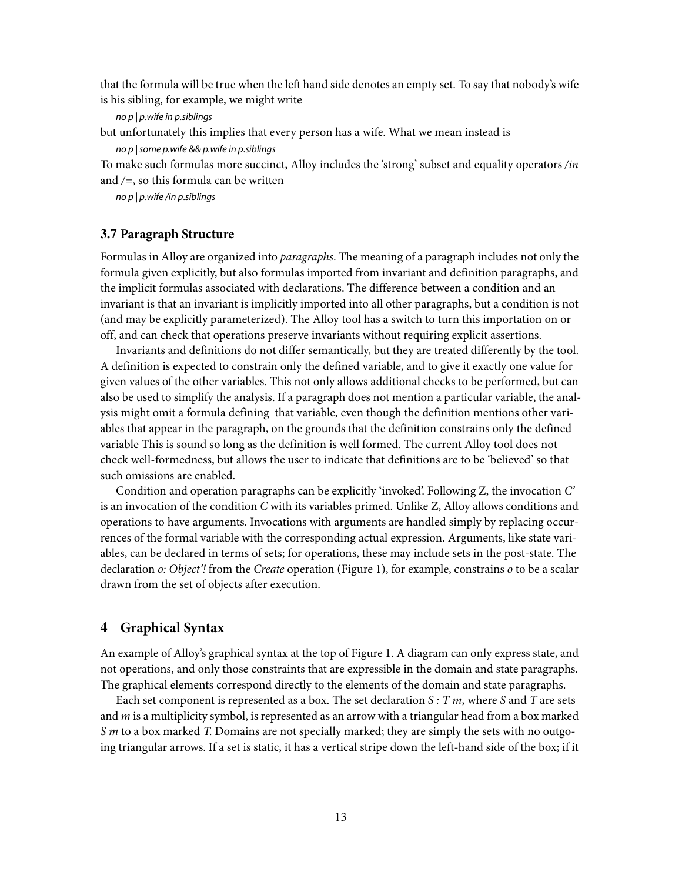that the formula will be true when the left hand side denotes an empty set. To say that nobody's wife is his sibling, for example, we might write

*no p | p.wife in p.siblings*

but unfortunately this implies that every person has a wife. What we mean instead is

*no p | some p.wife && p.wife in p.siblings*

To make such formulas more succinct, Alloy includes the 'strong' subset and equality operators */in* and */=*, so this formula can be written

*no p | p.wife /in p.siblings*

### 3.7 Paragraph Structure

Formulas in Alloy are organized into *paragraphs*. The meaning of a paragraph includes not only the formula given explicitly, but also formulas imported from invariant and definition paragraphs, and the implicit formulas associated with declarations. The difference between a condition and an invariant is that an invariant is implicitly imported into all other paragraphs, but a condition is not (and may be explicitly parameterized). The Alloy tool has a switch to turn this importation on or off, and can check that operations preserve invariants without requiring explicit assertions.

Invariants and definitions do not differ semantically, but they are treated differently by the tool. A definition is expected to constrain only the defined variable, and to give it exactly one value for given values of the other variables. This not only allows additional checks to be performed, but can also be used to simplify the analysis. If a paragraph does not mention a particular variable, the analysis might omit a formula defining that variable, even though the definition mentions other variables that appear in the paragraph, on the grounds that the definition constrains only the defined variable This is sound so long as the definition is well formed. The current Alloy tool does not check well-formedness, but allows the user to indicate that definitions are to be 'believed' so that such omissions are enabled.

Condition and operation paragraphs can be explicitly 'invoked'. Following Z, the invocation *C'* is an invocation of the condition *C* with its variables primed. Unlike Z, Alloy allows conditions and operations to have arguments. Invocations with arguments are handled simply by replacing occurrences of the formal variable with the corresponding actual expression. Arguments, like state variables, can be declared in terms of sets; for operations, these may include sets in the post-state. The declaration *o: Object'!* from the *Create* operation (Figure 1), for example, constrains *o* to be a scalar drawn from the set of objects after execution.

## 4 Graphical Syntax

An example of Alloy's graphical syntax at the top of Figure 1. A diagram can only express state, and not operations, and only those constraints that are expressible in the domain and state paragraphs. The graphical elements correspond directly to the elements of the domain and state paragraphs.

Each set component is represented as a box. The set declaration *S : T m*, where *S* and *T* are sets and *m* is a multiplicity symbol, is represented as an arrow with a triangular head from a box marked *S m* to a box marked *T*. Domains are not specially marked; they are simply the sets with no outgoing triangular arrows. If a set is static, it has a vertical stripe down the left-hand side of the box; if it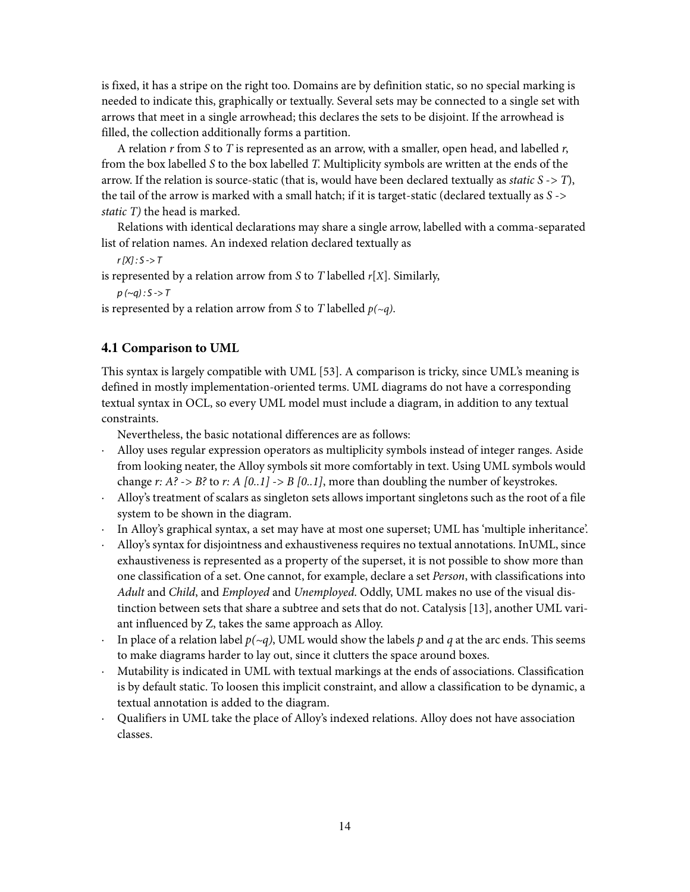is fixed, it has a stripe on the right too. Domains are by definition static, so no special marking is needed to indicate this, graphically or textually. Several sets may be connected to a single set with arrows that meet in a single arrowhead; this declares the sets to be disjoint. If the arrowhead is filled, the collection additionally forms a partition.

A relation *r* from *S* to *T* is represented as an arrow, with a smaller, open head, and labelled *r*, from the box labelled *S* to the box labelled *T*. Multiplicity symbols are written at the ends of the arrow. If the relation is source-static (that is, would have been declared textually as *static S -> T*), the tail of the arrow is marked with a small hatch; if it is target-static (declared textually as *S -> static T)* the head is marked.

Relations with identical declarations may share a single arrow, labelled with a comma-separated list of relation names. An indexed relation declared textually as

*r [X] : S -> T*

is represented by a relation arrow from *S* to *T* labelled *r*[*X*]. Similarly,

*p (~q) : S -> T*

is represented by a relation arrow from *S* to *T* labelled *p(~q)*.

### 4.1 Comparison to UML

This syntax is largely compatible with UML [53]. A comparison is tricky, since UML's meaning is defined in mostly implementation-oriented terms. UML diagrams do not have a corresponding textual syntax in OCL, so every UML model must include a diagram, in addition to any textual constraints.

Nevertheless, the basic notational differences are as follows:

- Alloy uses regular expression operators as multiplicity symbols instead of integer ranges. Aside from looking neater, the Alloy symbols sit more comfortably in text. Using UML symbols would change *r: A? -> B?* to *r: A [0..1] -> B [0..1]*, more than doubling the number of keystrokes.
- Alloy's treatment of scalars as singleton sets allows important singletons such as the root of a file system to be shown in the diagram.
- In Alloy's graphical syntax, a set may have at most one superset; UML has 'multiple inheritance'.
- Alloy's syntax for disjointness and exhaustiveness requires no textual annotations. InUML, since exhaustiveness is represented as a property of the superset, it is not possible to show more than one classification of a set. One cannot, for example, declare a set *Person*, with classifications into *Adult* and *Child*, and *Employed* and *Unemployed*. Oddly, UML makes no use of the visual distinction between sets that share a subtree and sets that do not. Catalysis [13], another UML variant influenced by Z, takes the same approach as Alloy.
- In place of a relation label *p(~q)*, UML would show the labels *p* and *q* at the arc ends. This seems to make diagrams harder to lay out, since it clutters the space around boxes.
- Mutability is indicated in UML with textual markings at the ends of associations. Classification is by default static. To loosen this implicit constraint, and allow a classification to be dynamic, a textual annotation is added to the diagram.
- Qualifiers in UML take the place of Alloy's indexed relations. Alloy does not have association classes.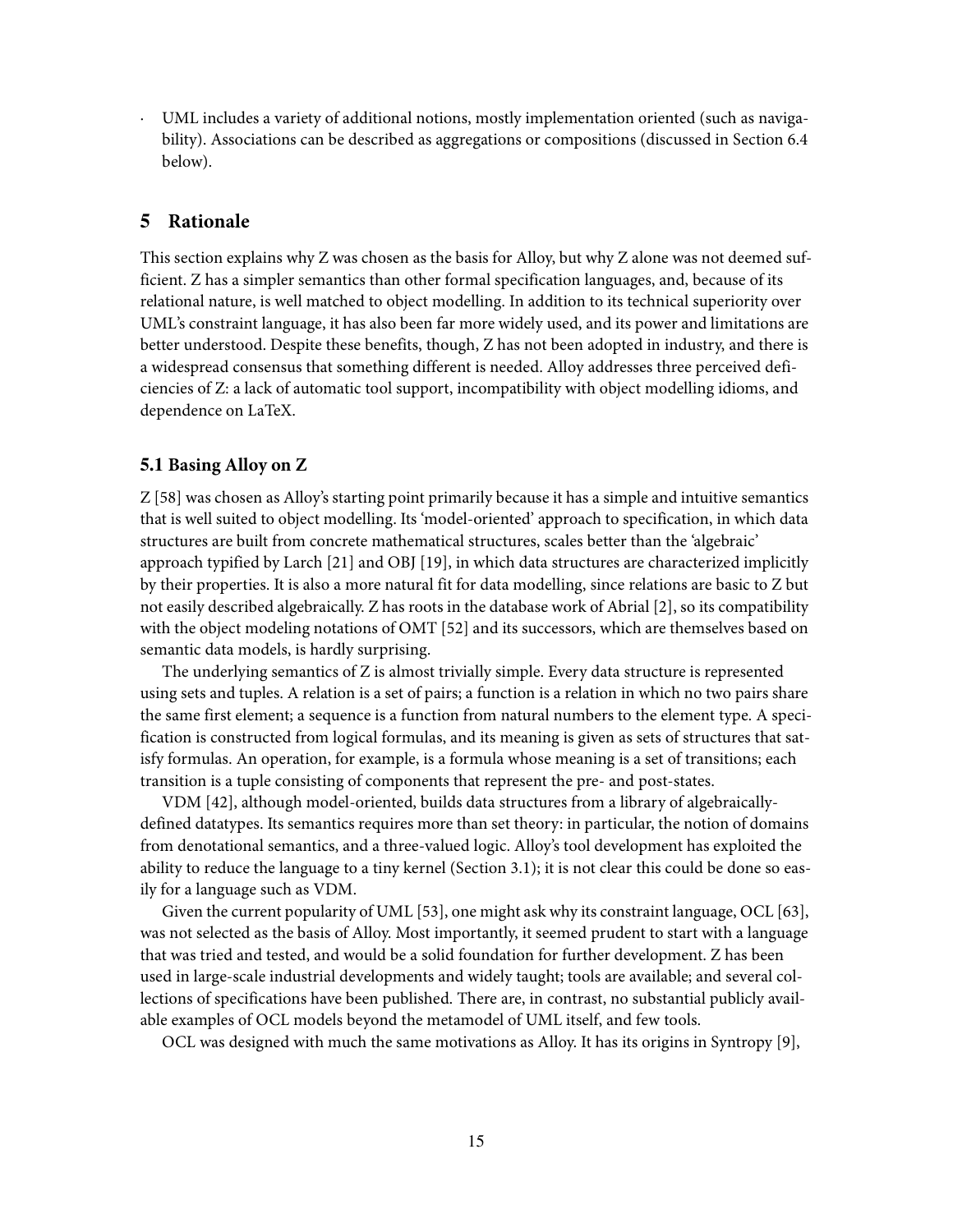- UML includes a variety of additional notions, mostly implementation oriented (such as navigability). Associations can be described as aggregations or compositions (discussed in Section 6.4 below).

## 5 Rationale

This section explains why Z was chosen as the basis for Alloy, but why Z alone was not deemed sufficient. Z has a simpler semantics than other formal specification languages, and, because of its relational nature, is well matched to object modelling. In addition to its technical superiority over UML's constraint language, it has also been far more widely used, and its power and limitations are better understood. Despite these benefits, though, Z has not been adopted in industry, and there is a widespread consensus that something different is needed. Alloy addresses three perceived deficiencies of Z: a lack of automatic tool support, incompatibility with object modelling idioms, and dependence on LaTeX.

### 5.1 Basing Alloy on Z

Z [58] was chosen as Alloy's starting point primarily because it has a simple and intuitive semantics that is well suited to object modelling. Its 'model-oriented' approach to specification, in which data structures are built from concrete mathematical structures, scales better than the 'algebraic' approach typified by Larch [21] and OBJ [19], in which data structures are characterized implicitly by their properties. It is also a more natural fit for data modelling, since relations are basic to Z but not easily described algebraically. Z has roots in the database work of Abrial [2], so its compatibility with the object modeling notations of OMT [52] and its successors, which are themselves based on semantic data models, is hardly surprising.

The underlying semantics of Z is almost trivially simple. Every data structure is represented using sets and tuples. A relation is a set of pairs; a function is a relation in which no two pairs share the same first element; a sequence is a function from natural numbers to the element type. A specification is constructed from logical formulas, and its meaning is given as sets of structures that satisfy formulas. An operation, for example, is a formula whose meaning is a set of transitions; each transition is a tuple consisting of components that represent the pre- and post-states.

VDM [42], although model-oriented, builds data structures from a library of algebraically-defined datatypes. Its semantics requires more than set theory: in particular, the notion of domains from denotational semantics, and a three-valued logic. Alloy's tool development has exploited the ability to reduce the language to a tiny kernel (Section 3.1); it is not clear this could be done so easily for a language such as VDM.

Given the current popularity of UML [53], one might ask why its constraint language, OCL [63], was not selected as the basis of Alloy. Most importantly, it seemed prudent to start with a language that was tried and tested, and would be a solid foundation for further development. Z has been used in large-scale industrial developments and widely taught; tools are available; and several collections of specifications have been published. There are, in contrast, no substantial publicly available examples of OCL models beyond the metamodel of UML itself, and few tools.

OCL was designed with much the same motivations as Alloy. It has its origins in Syntropy [9],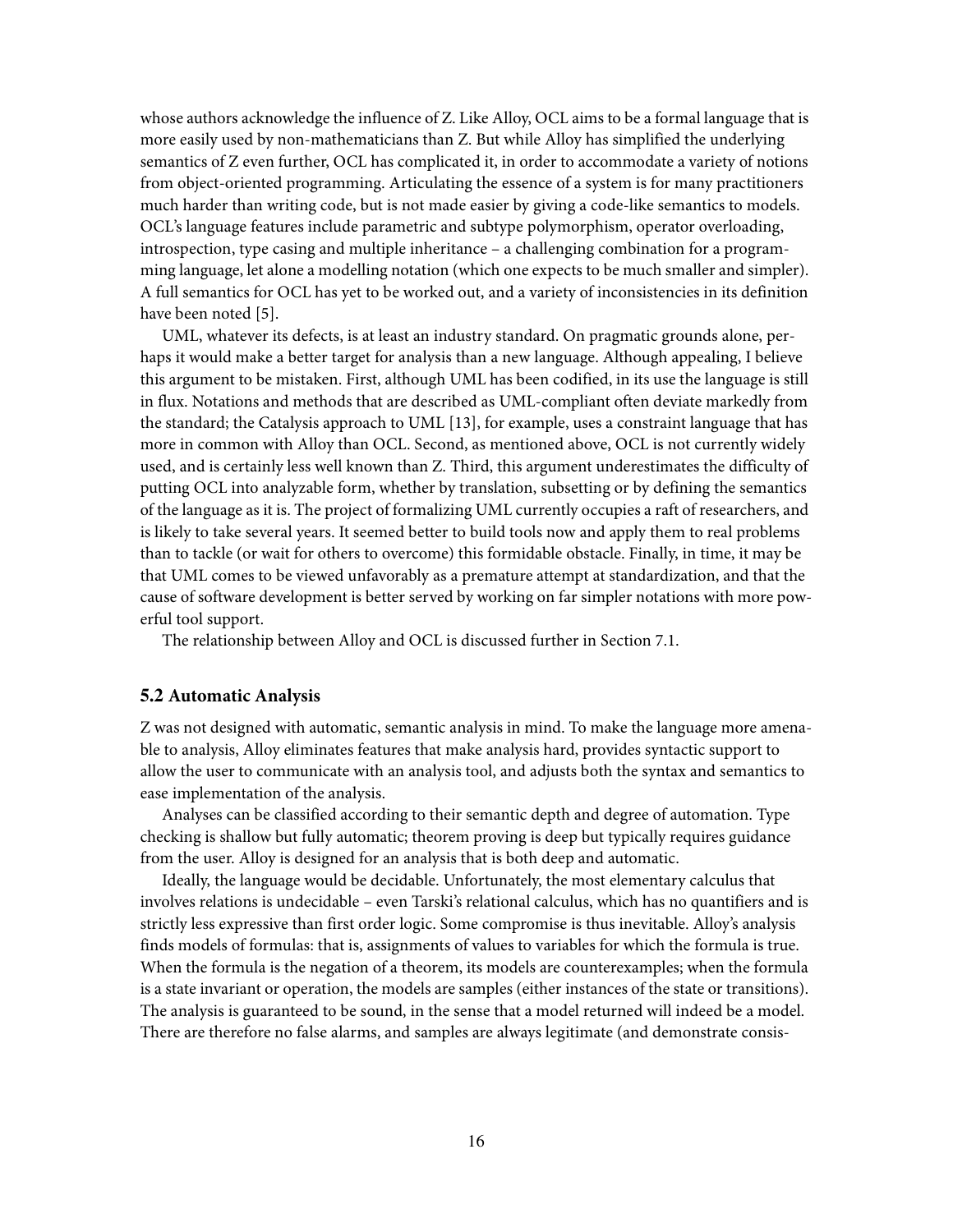whose authors acknowledge the influence of Z. Like Alloy, OCL aims to be a formal language that is more easily used by non-mathematicians than Z. But while Alloy has simplified the underlying semantics of Z even further, OCL has complicated it, in order to accommodate a variety of notions from object-oriented programming. Articulating the essence of a system is for many practitioners much harder than writing code, but is not made easier by giving a code-like semantics to models. OCL's language features include parametric and subtype polymorphism, operator overloading, introspection, type casing and multiple inheritance – a challenging combination for a programming language, let alone a modelling notation (which one expects to be much smaller and simpler). A full semantics for OCL has yet to be worked out, and a variety of inconsistencies in its definition have been noted [5].

UML, whatever its defects, is at least an industry standard. On pragmatic grounds alone, perhaps it would make a better target for analysis than a new language. Although appealing, I believe this argument to be mistaken. First, although UML has been codified, in its use the language is still in flux. Notations and methods that are described as UML-compliant often deviate markedly from the standard; the Catalysis approach to UML [13], for example, uses a constraint language that has more in common with Alloy than OCL. Second, as mentioned above, OCL is not currently widely used, and is certainly less well known than Z. Third, this argument underestimates the difficulty of putting OCL into analyzable form, whether by translation, subsetting or by defining the semantics of the language as it is. The project of formalizing UML currently occupies a raft of researchers, and is likely to take several years. It seemed better to build tools now and apply them to real problems than to tackle (or wait for others to overcome) this formidable obstacle. Finally, in time, it may be that UML comes to be viewed unfavorably as a premature attempt at standardization, and that the cause of software development is better served by working on far simpler notations with more powerful tool support.

The relationship between Alloy and OCL is discussed further in Section 7.1.

### 5.2 Automatic Analysis

Z was not designed with automatic, semantic analysis in mind. To make the language more amenable to analysis, Alloy eliminates features that make analysis hard, provides syntactic support to allow the user to communicate with an analysis tool, and adjusts both the syntax and semantics to ease implementation of the analysis.

Analyses can be classified according to their semantic depth and degree of automation. Type checking is shallow but fully automatic; theorem proving is deep but typically requires guidance from the user. Alloy is designed for an analysis that is both deep and automatic.

Ideally, the language would be decidable. Unfortunately, the most elementary calculus that involves relations is undecidable – even Tarski's relational calculus, which has no quantifiers and is strictly less expressive than first order logic. Some compromise is thus inevitable. Alloy's analysis finds models of formulas: that is, assignments of values to variables for which the formula is true. When the formula is the negation of a theorem, its models are counterexamples; when the formula is a state invariant or operation, the models are samples (either instances of the state or transitions). The analysis is guaranteed to be sound, in the sense that a model returned will indeed be a model. There are therefore no false alarms, and samples are always legitimate (and demonstrate consis-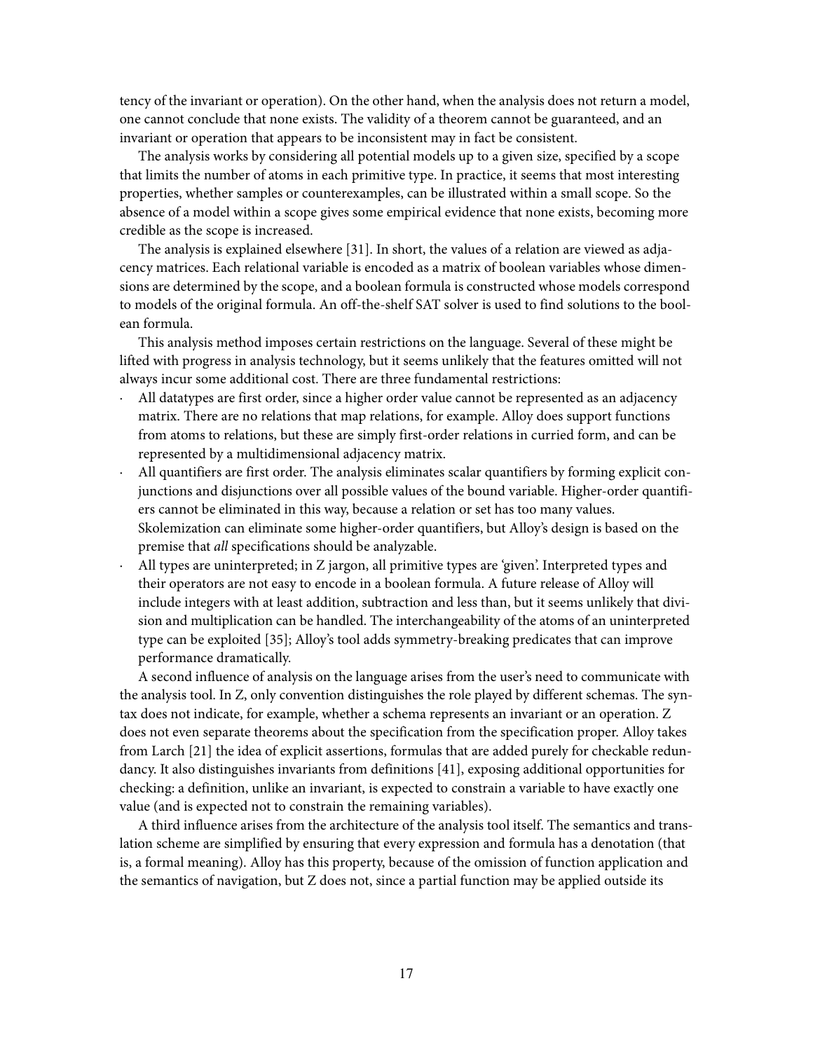tency of the invariant or operation). On the other hand, when the analysis does not return a model, one cannot conclude that none exists. The validity of a theorem cannot be guaranteed, and an invariant or operation that appears to be inconsistent may in fact be consistent.

The analysis works by considering all potential models up to a given size, specified by a scope that limits the number of atoms in each primitive type. In practice, it seems that most interesting properties, whether samples or counterexamples, can be illustrated within a small scope. So the absence of a model within a scope gives some empirical evidence that none exists, becoming more credible as the scope is increased.

The analysis is explained elsewhere [31]. In short, the values of a relation are viewed as adjacency matrices. Each relational variable is encoded as a matrix of boolean variables whose dimensions are determined by the scope, and a boolean formula is constructed whose models correspond to models of the original formula. An off-the-shelf SAT solver is used to find solutions to the boolean formula.

This analysis method imposes certain restrictions on the language. Several of these might be lifted with progress in analysis technology, but it seems unlikely that the features omitted will not always incur some additional cost. There are three fundamental restrictions:

- All datatypes are first order, since a higher order value cannot be represented as an adjacency matrix. There are no relations that map relations, for example. Alloy does support functions from atoms to relations, but these are simply first-order relations in curried form, and can be represented by a multidimensional adjacency matrix.
- All quantifiers are first order. The analysis eliminates scalar quantifiers by forming explicit conjunctions and disjunctions over all possible values of the bound variable. Higher-order quantifiers cannot be eliminated in this way, because a relation or set has too many values. Skolemization can eliminate some higher-order quantifiers, but Alloy's design is based on the premise that *all* specifications should be analyzable.
- All types are uninterpreted; in Z jargon, all primitive types are 'given'. Interpreted types and their operators are not easy to encode in a boolean formula. A future release of Alloy will include integers with at least addition, subtraction and less than, but it seems unlikely that division and multiplication can be handled. The interchangeability of the atoms of an uninterpreted type can be exploited [35]; Alloy's tool adds symmetry-breaking predicates that can improve performance dramatically.

A second influence of analysis on the language arises from the user's need to communicate with the analysis tool. In Z, only convention distinguishes the role played by different schemas. The syntax does not indicate, for example, whether a schema represents an invariant or an operation. Z does not even separate theorems about the specification from the specification proper. Alloy takes from Larch [21] the idea of explicit assertions, formulas that are added purely for checkable redundancy. It also distinguishes invariants from definitions [41], exposing additional opportunities for checking: a definition, unlike an invariant, is expected to constrain a variable to have exactly one value (and is expected not to constrain the remaining variables).

A third influence arises from the architecture of the analysis tool itself. The semantics and translation scheme are simplified by ensuring that every expression and formula has a denotation (that is, a formal meaning). Alloy has this property, because of the omission of function application and the semantics of navigation, but Z does not, since a partial function may be applied outside its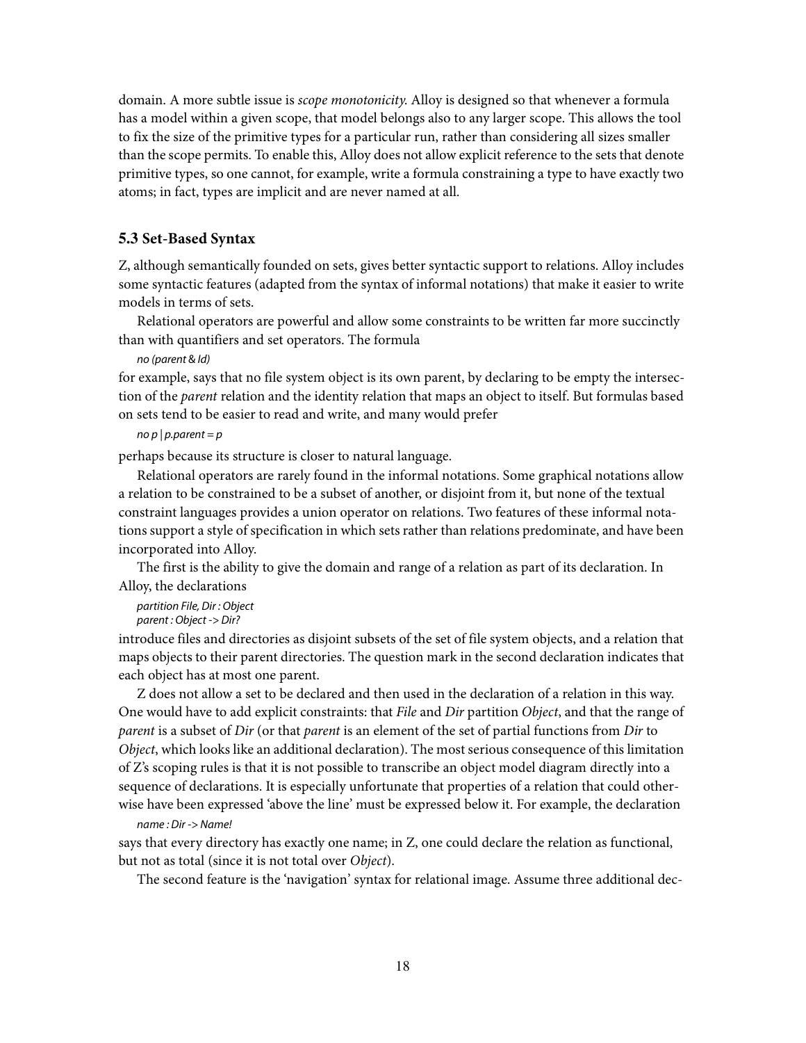domain. A more subtle issue is *scope monotonicity*. Alloy is designed so that whenever a formula has a model within a given scope, that model belongs also to any larger scope. This allows the tool to fix the size of the primitive types for a particular run, rather than considering all sizes smaller than the scope permits. To enable this, Alloy does not allow explicit reference to the sets that denote primitive types, so one cannot, for example, write a formula constraining a type to have exactly two atoms; in fact, types are implicit and are never named at all.

### 5.3 Set-Based Syntax

Z, although semantically founded on sets, gives better syntactic support to relations. Alloy includes some syntactic features (adapted from the syntax of informal notations) that make it easier to write models in terms of sets.

Relational operators are powerful and allow some constraints to be written far more succinctly than with quantifiers and set operators. The formula

```
no (parent & Id)
```

for example, says that no file system object is its own parent, by declaring to be empty the intersection of the *parent* relation and the identity relation that maps an object to itself. But formulas based on sets tend to be easier to read and write, and many would prefer

```
no p | p.parent = p
```

perhaps because its structure is closer to natural language.

Relational operators are rarely found in the informal notations. Some graphical notations allow a relation to be constrained to be a subset of another, or disjoint from it, but none of the textual constraint languages provides a union operator on relations. Two features of these informal notations support a style of specification in which sets rather than relations predominate, and have been incorporated into Alloy.

The first is the ability to give the domain and range of a relation as part of its declaration. In Alloy, the declarations

```
partition File, Dir : Object
parent : Object -> Dir?
```

introduce files and directories as disjoint subsets of the set of file system objects, and a relation that maps objects to their parent directories. The question mark in the second declaration indicates that each object has at most one parent.

Z does not allow a set to be declared and then used in the declaration of a relation in this way. One would have to add explicit constraints: that *File* and *Dir* partition *Object*, and that the range of *parent* is a subset of *Dir* (or that *parent* is an element of the set of partial functions from *Dir* to *Object*, which looks like an additional declaration). The most serious consequence of this limitation of Z's scoping rules is that it is not possible to transcribe an object model diagram directly into a sequence of declarations. It is especially unfortunate that properties of a relation that could otherwise have been expressed 'above the line' must be expressed below it. For example, the declaration

```
name : Dir -> Name!
```

says that every directory has exactly one name; in Z, one could declare the relation as functional, but not as total (since it is not total over *Object*).

The second feature is the 'navigation' syntax for relational image. Assume three additional dec-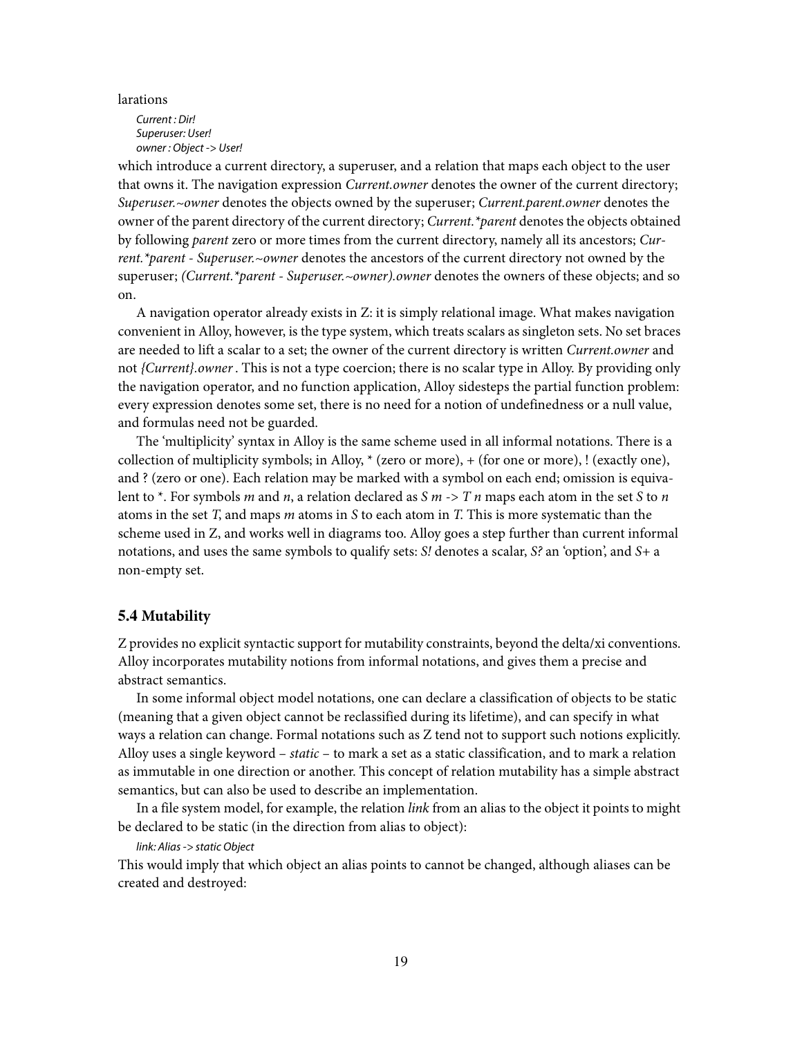larations

```
Current : Dir!
Superuser: User!
owner : Object -> User!
```

which introduce a current directory, a superuser, and a relation that maps each object to the user that owns it. The navigation expression *Current.owner* denotes the owner of the current directory; *Superuser.~owner* denotes the objects owned by the superuser; *Current.parent.owner* denotes the owner of the parent directory of the current directory; *Current.*parent* denotes the objects obtained by following *parent* zero or more times from the current directory, namely all its ancestors; *Current.*parent - Superuser.~owner* denotes the ancestors of the current directory not owned by the superuser; *(Current.*parent - Superuser.~owner).owner* denotes the owners of these objects; and so on.

A navigation operator already exists in Z: it is simply relational image. What makes navigation convenient in Alloy, however, is the type system, which treats scalars as singleton sets. No set braces are needed to lift a scalar to a set; the owner of the current directory is written *Current.owner* and not *{Current}.owner* . This is not a type coercion; there is no scalar type in Alloy. By providing only the navigation operator, and no function application, Alloy sidesteps the partial function problem: every expression denotes some set, there is no need for a notion of undefinedness or a null value, and formulas need not be guarded.

The 'multiplicity' syntax in Alloy is the same scheme used in all informal notations. There is a collection of multiplicity symbols; in Alloy, * (zero or more), + (for one or more), ! (exactly one), and ? (zero or one). Each relation may be marked with a symbol on each end; omission is equivalent to *. For symbols *m* and *n*, a relation declared as *S m -> T n* maps each atom in the set *S* to *n* atoms in the set *T*, and maps *m* atoms in *S* to each atom in *T*. This is more systematic than the scheme used in Z, and works well in diagrams too. Alloy goes a step further than current informal notations, and uses the same symbols to qualify sets: *S!* denotes a scalar, *S?* an 'option', and *S+* a non-empty set.

### 5.4 Mutability

Z provides no explicit syntactic support for mutability constraints, beyond the delta/xi conventions. Alloy incorporates mutability notions from informal notations, and gives them a precise and abstract semantics.

In some informal object model notations, one can declare a classification of objects to be static (meaning that a given object cannot be reclassified during its lifetime), and can specify in what ways a relation can change. Formal notations such as Z tend not to support such notions explicitly. Alloy uses a single keyword – *static* – to mark a set as a static classification, and to mark a relation as immutable in one direction or another. This concept of relation mutability has a simple abstract semantics, but can also be used to describe an implementation.

In a file system model, for example, the relation *link* from an alias to the object it points to might be declared to be static (in the direction from alias to object):

```
link: Alias -> static Object
```

This would imply that which object an alias points to cannot be changed, although aliases can be created and destroyed: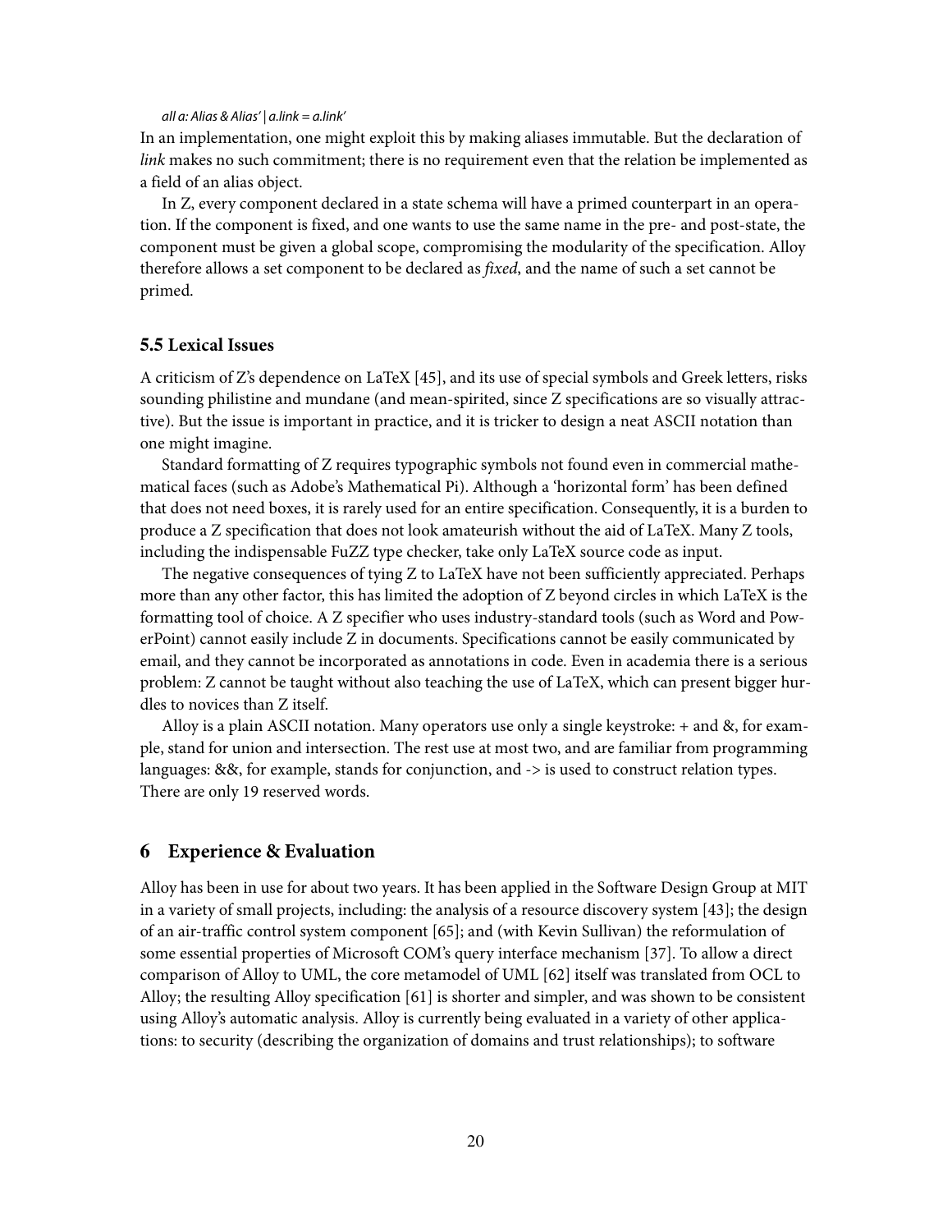*all a: Alias & Alias' | a.link = a.link'*

In an implementation, one might exploit this by making aliases immutable. But the declaration of *link* makes no such commitment; there is no requirement even that the relation be implemented as a field of an alias object.

In Z, every component declared in a state schema will have a primed counterpart in an operation. If the component is fixed, and one wants to use the same name in the pre- and post-state, the component must be given a global scope, compromising the modularity of the specification. Alloy therefore allows a set component to be declared as *fixed*, and the name of such a set cannot be primed.

### 5.5 Lexical Issues

A criticism of Z's dependence on LaTeX [45], and its use of special symbols and Greek letters, risks sounding philistine and mundane (and mean-spirited, since Z specifications are so visually attractive). But the issue is important in practice, and it is tricker to design a neat ASCII notation than one might imagine.

Standard formatting of Z requires typographic symbols not found even in commercial mathematical faces (such as Adobe's Mathematical Pi). Although a 'horizontal form' has been defined that does not need boxes, it is rarely used for an entire specification. Consequently, it is a burden to produce a Z specification that does not look amateurish without the aid of LaTeX. Many Z tools, including the indispensable FuZZ type checker, take only LaTeX source code as input.

The negative consequences of tying Z to LaTeX have not been sufficiently appreciated. Perhaps more than any other factor, this has limited the adoption of Z beyond circles in which LaTeX is the formatting tool of choice. A Z specifier who uses industry-standard tools (such as Word and PowerPoint) cannot easily include Z in documents. Specifications cannot be easily communicated by email, and they cannot be incorporated as annotations in code. Even in academia there is a serious problem: Z cannot be taught without also teaching the use of LaTeX, which can present bigger hurdles to novices than Z itself.

Alloy is a plain ASCII notation. Many operators use only a single keystroke: + and &, for example, stand for union and intersection. The rest use at most two, and are familiar from programming languages: &&, for example, stands for conjunction, and -> is used to construct relation types. There are only 19 reserved words.

## 6 Experience & Evaluation

Alloy has been in use for about two years. It has been applied in the Software Design Group at MIT in a variety of small projects, including: the analysis of a resource discovery system [43]; the design of an air-traffic control system component [65]; and (with Kevin Sullivan) the reformulation of some essential properties of Microsoft COM's query interface mechanism [37]. To allow a direct comparison of Alloy to UML, the core metamodel of UML [62] itself was translated from OCL to Alloy; the resulting Alloy specification [61] is shorter and simpler, and was shown to be consistent using Alloy's automatic analysis. Alloy is currently being evaluated in a variety of other applications: to security (describing the organization of domains and trust relationships); to software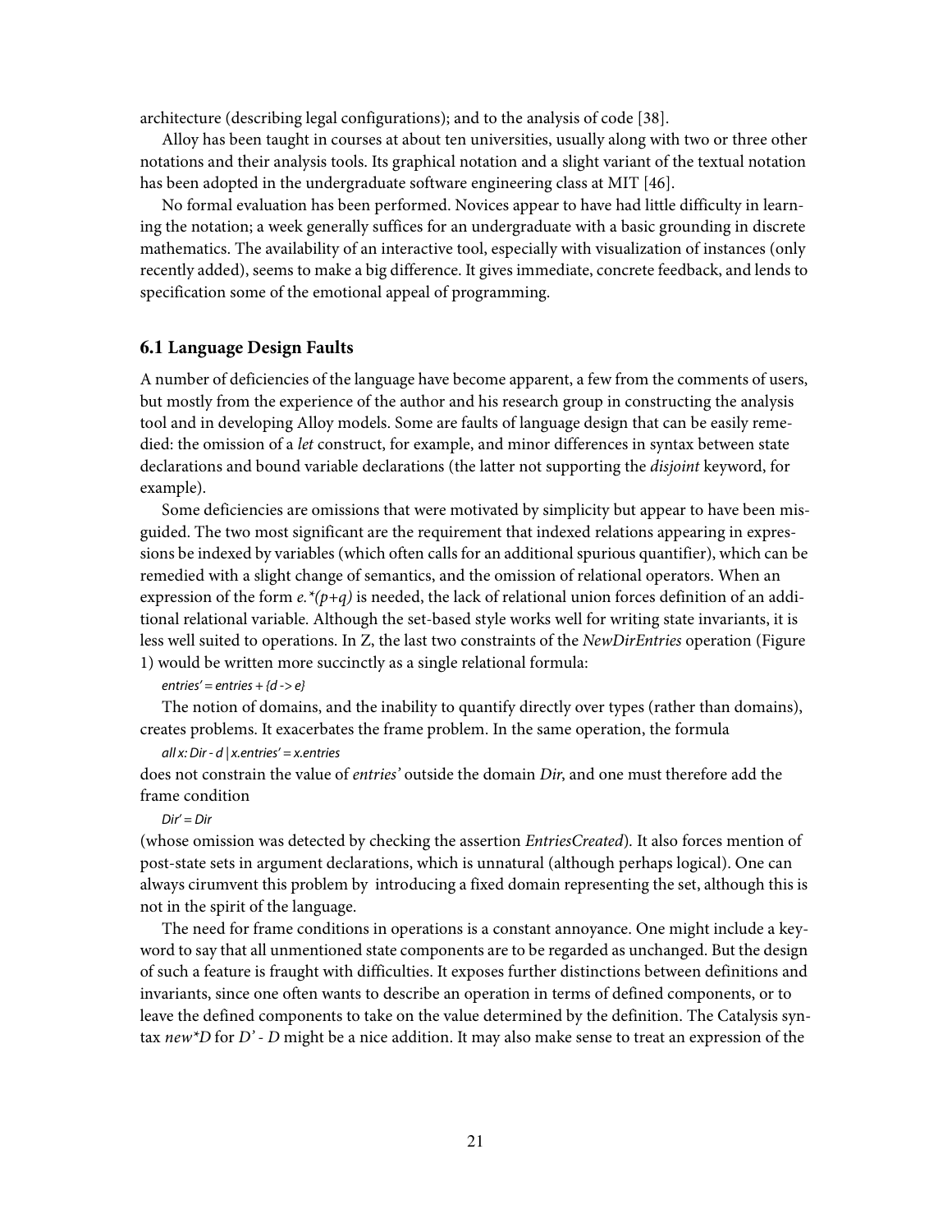architecture (describing legal configurations); and to the analysis of code [38].

Alloy has been taught in courses at about ten universities, usually along with two or three other notations and their analysis tools. Its graphical notation and a slight variant of the textual notation has been adopted in the undergraduate software engineering class at MIT [46].

No formal evaluation has been performed. Novices appear to have had little difficulty in learning the notation; a week generally suffices for an undergraduate with a basic grounding in discrete mathematics. The availability of an interactive tool, especially with visualization of instances (only recently added), seems to make a big difference. It gives immediate, concrete feedback, and lends to specification some of the emotional appeal of programming.

### 6.1 Language Design Faults

A number of deficiencies of the language have become apparent, a few from the comments of users, but mostly from the experience of the author and his research group in constructing the analysis tool and in developing Alloy models. Some are faults of language design that can be easily remedied: the omission of a *let* construct, for example, and minor differences in syntax between state declarations and bound variable declarations (the latter not supporting the *disjoint* keyword, for example).

Some deficiencies are omissions that were motivated by simplicity but appear to have been misguided. The two most significant are the requirement that indexed relations appearing in expressions be indexed by variables (which often calls for an additional spurious quantifier), which can be remedied with a slight change of semantics, and the omission of relational operators. When an expression of the form *e.*(p+q)* is needed, the lack of relational union forces definition of an additional relational variable. Although the set-based style works well for writing state invariants, it is less well suited to operations. In Z, the last two constraints of the *NewDirEntries* operation (Figure 1) would be written more succinctly as a single relational formula:

*entries' = entries + {d -> e}*

The notion of domains, and the inability to quantify directly over types (rather than domains), creates problems. It exacerbates the frame problem. In the same operation, the formula

*all x: Dir - d | x.entries' = x.entries*

does not constrain the value of *entries'* outside the domain *Dir*, and one must therefore add the frame condition

*Dir' = Dir*

(whose omission was detected by checking the assertion *EntriesCreated*). It also forces mention of post-state sets in argument declarations, which is unnatural (although perhaps logical). One can always cirumvent this problem by introducing a fixed domain representing the set, although this is not in the spirit of the language.

The need for frame conditions in operations is a constant annoyance. One might include a keyword to say that all unmentioned state components are to be regarded as unchanged. But the design of such a feature is fraught with difficulties. It exposes further distinctions between definitions and invariants, since one often wants to describe an operation in terms of defined components, or to leave the defined components to take on the value determined by the definition. The Catalysis syntax *new*D* for *D' - D* might be a nice addition. It may also make sense to treat an expression of the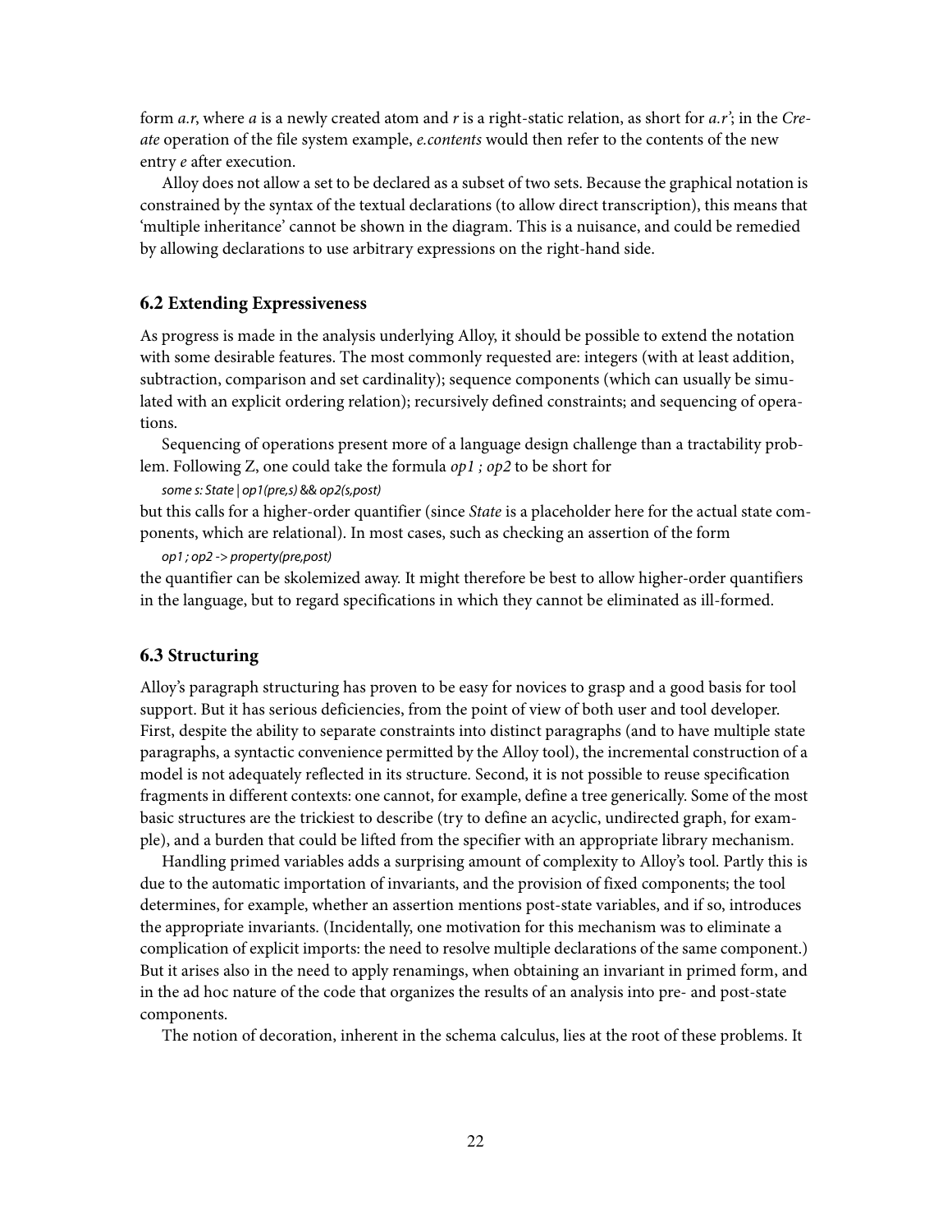form *a.r*, where *a* is a newly created atom and *r* is a right-static relation, as short for *a.r'*; in the *Create* operation of the file system example, *e.contents* would then refer to the contents of the new entry *e* after execution.

Alloy does not allow a set to be declared as a subset of two sets. Because the graphical notation is constrained by the syntax of the textual declarations (to allow direct transcription), this means that 'multiple inheritance' cannot be shown in the diagram. This is a nuisance, and could be remedied by allowing declarations to use arbitrary expressions on the right-hand side.

### 6.2 Extending Expressiveness

As progress is made in the analysis underlying Alloy, it should be possible to extend the notation with some desirable features. The most commonly requested are: integers (with at least addition, subtraction, comparison and set cardinality); sequence components (which can usually be simulated with an explicit ordering relation); recursively defined constraints; and sequencing of operations.

Sequencing of operations present more of a language design challenge than a tractability problem. Following Z, one could take the formula *op1 ; op2* to be short for

```
some s: State | op1(pre,s) && op2(s,post)
```

but this calls for a higher-order quantifier (since *State* is a placeholder here for the actual state components, which are relational). In most cases, such as checking an assertion of the form

```
op1 ; op2 -> property(pre,post)
```

the quantifier can be skolemized away. It might therefore be best to allow higher-order quantifiers in the language, but to regard specifications in which they cannot be eliminated as ill-formed.

### 6.3 Structuring

Alloy's paragraph structuring has proven to be easy for novices to grasp and a good basis for tool support. But it has serious deficiencies, from the point of view of both user and tool developer. First, despite the ability to separate constraints into distinct paragraphs (and to have multiple state paragraphs, a syntactic convenience permitted by the Alloy tool), the incremental construction of a model is not adequately reflected in its structure. Second, it is not possible to reuse specification fragments in different contexts: one cannot, for example, define a tree generically. Some of the most basic structures are the trickiest to describe (try to define an acyclic, undirected graph, for example), and a burden that could be lifted from the specifier with an appropriate library mechanism.

Handling primed variables adds a surprising amount of complexity to Alloy's tool. Partly this is due to the automatic importation of invariants, and the provision of fixed components; the tool determines, for example, whether an assertion mentions post-state variables, and if so, introduces the appropriate invariants. (Incidentally, one motivation for this mechanism was to eliminate a complication of explicit imports: the need to resolve multiple declarations of the same component.) But it arises also in the need to apply renamings, when obtaining an invariant in primed form, and in the ad hoc nature of the code that organizes the results of an analysis into pre- and post-state components.

The notion of decoration, inherent in the schema calculus, lies at the root of these problems. It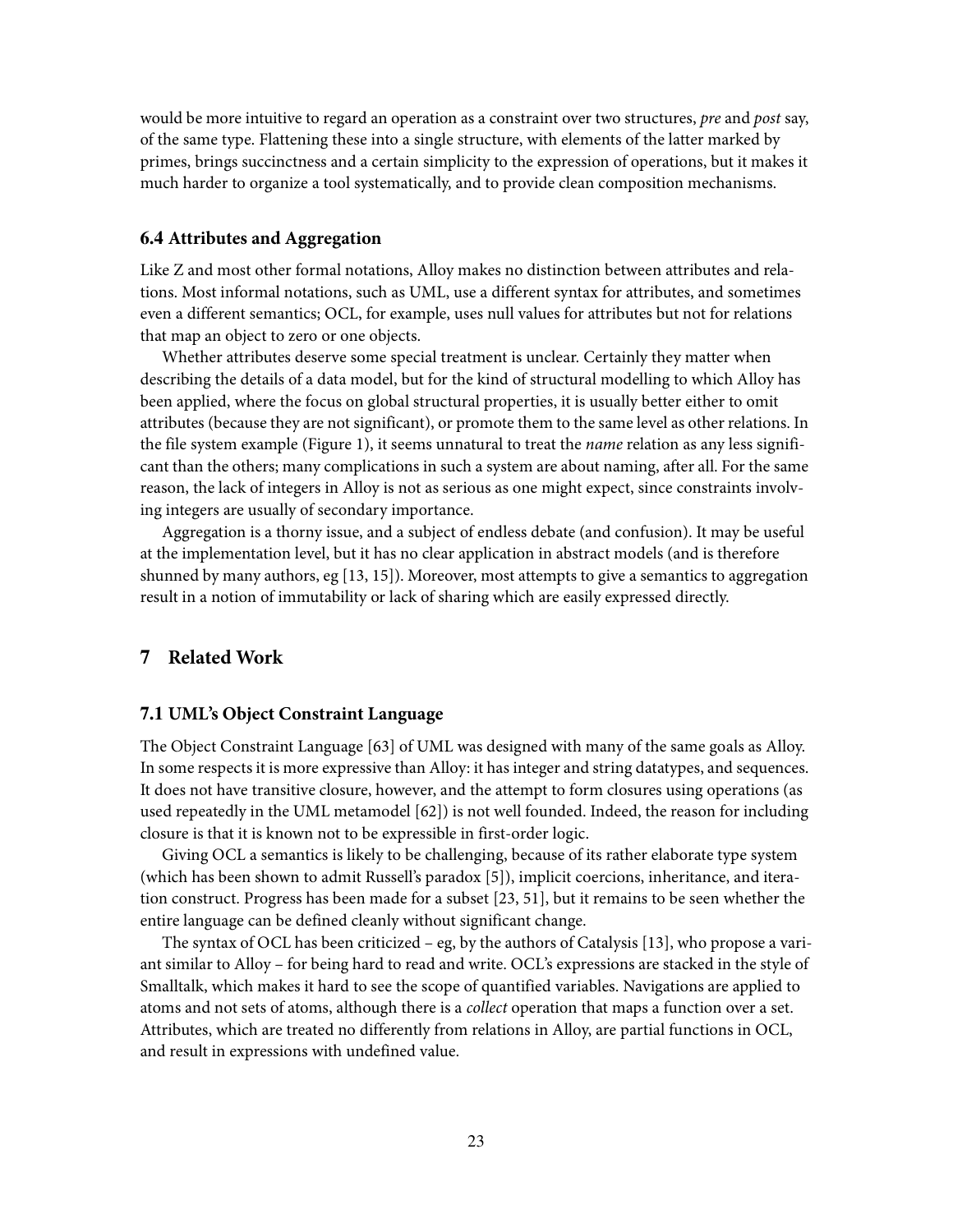would be more intuitive to regard an operation as a constraint over two structures, *pre* and *post* say, of the same type. Flattening these into a single structure, with elements of the latter marked by primes, brings succinctness and a certain simplicity to the expression of operations, but it makes it much harder to organize a tool systematically, and to provide clean composition mechanisms.

### 6.4 Attributes and Aggregation

Like Z and most other formal notations, Alloy makes no distinction between attributes and relations. Most informal notations, such as UML, use a different syntax for attributes, and sometimes even a different semantics; OCL, for example, uses null values for attributes but not for relations that map an object to zero or one objects.

Whether attributes deserve some special treatment is unclear. Certainly they matter when describing the details of a data model, but for the kind of structural modelling to which Alloy has been applied, where the focus on global structural properties, it is usually better either to omit attributes (because they are not significant), or promote them to the same level as other relations. In the file system example (Figure 1), it seems unnatural to treat the *name* relation as any less significant than the others; many complications in such a system are about naming, after all. For the same reason, the lack of integers in Alloy is not as serious as one might expect, since constraints involving integers are usually of secondary importance.

Aggregation is a thorny issue, and a subject of endless debate (and confusion). It may be useful at the implementation level, but it has no clear application in abstract models (and is therefore shunned by many authors, eg [13, 15]). Moreover, most attempts to give a semantics to aggregation result in a notion of immutability or lack of sharing which are easily expressed directly.

## 7 Related Work

### 7.1 UML's Object Constraint Language

The Object Constraint Language [63] of UML was designed with many of the same goals as Alloy. In some respects it is more expressive than Alloy: it has integer and string datatypes, and sequences. It does not have transitive closure, however, and the attempt to form closures using operations (as used repeatedly in the UML metamodel [62]) is not well founded. Indeed, the reason for including closure is that it is known not to be expressible in first-order logic.

Giving OCL a semantics is likely to be challenging, because of its rather elaborate type system (which has been shown to admit Russell's paradox [5]), implicit coercions, inheritance, and iteration construct. Progress has been made for a subset [23, 51], but it remains to be seen whether the entire language can be defined cleanly without significant change.

The syntax of OCL has been criticized – eg, by the authors of Catalysis [13], who propose a variant similar to Alloy – for being hard to read and write. OCL's expressions are stacked in the style of Smalltalk, which makes it hard to see the scope of quantified variables. Navigations are applied to atoms and not sets of atoms, although there is a *collect* operation that maps a function over a set. Attributes, which are treated no differently from relations in Alloy, are partial functions in OCL, and result in expressions with undefined value.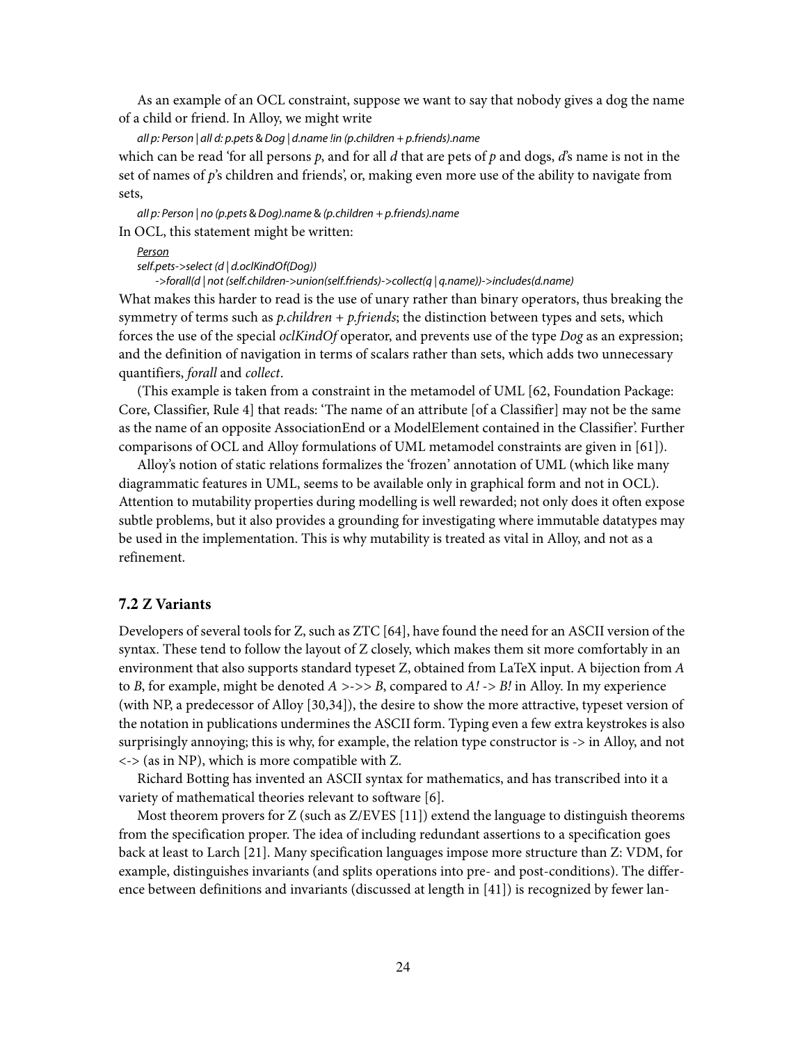As an example of an OCL constraint, suppose we want to say that nobody gives a dog the name of a child or friend. In Alloy, we might write

*all p: Person | all d: p.pets & Dog | d.name !in (p.children + p.friends).name*

which can be read 'for all persons *p*, and for all *d* that are pets of *p* and dogs, *d*'s name is not in the set of names of *p*'s children and friends', or, making even more use of the ability to navigate from sets,

*all p: Person | no (p.pets & Dog).name & (p.children + p.friends).name*

In OCL, this statement might be written:

```
Person
self.pets->select (d | d.oclKindOf(Dog))
    ->forall(d | not (self.children->union(self.friends)->collect(q | q.name))->includes(d.name)
```

What makes this harder to read is the use of unary rather than binary operators, thus breaking the symmetry of terms such as *p.children + p.friends*; the distinction between types and sets, which forces the use of the special *oclKindOf* operator, and prevents use of the type *Dog* as an expression; and the definition of navigation in terms of scalars rather than sets, which adds two unnecessary quantifiers, *forall* and *collect*.

(This example is taken from a constraint in the metamodel of UML [62, Foundation Package: Core, Classifier, Rule 4] that reads: 'The name of an attribute [of a Classifier] may not be the same as the name of an opposite AssociationEnd or a ModelElement contained in the Classifier'. Further comparisons of OCL and Alloy formulations of UML metamodel constraints are given in [61]).

Alloy's notion of static relations formalizes the 'frozen' annotation of UML (which like many diagrammatic features in UML, seems to be available only in graphical form and not in OCL). Attention to mutability properties during modelling is well rewarded; not only does it often expose subtle problems, but it also provides a grounding for investigating where immutable datatypes may be used in the implementation. This is why mutability is treated as vital in Alloy, and not as a refinement.

### 7.2 Z Variants

Developers of several tools for Z, such as ZTC [64], have found the need for an ASCII version of the syntax. These tend to follow the layout of Z closely, which makes them sit more comfortably in an environment that also supports standard typeset Z, obtained from LaTeX input. A bijection from *A* to *B*, for example, might be denoted *A >->> B*, compared to *A! -> B!* in Alloy. In my experience (with NP, a predecessor of Alloy [30,34]), the desire to show the more attractive, typeset version of the notation in publications undermines the ASCII form. Typing even a few extra keystrokes is also surprisingly annoying; this is why, for example, the relation type constructor is -> in Alloy, and not <-> (as in NP), which is more compatible with Z.

Richard Botting has invented an ASCII syntax for mathematics, and has transcribed into it a variety of mathematical theories relevant to software [6].

Most theorem provers for Z (such as Z/EVES [11]) extend the language to distinguish theorems from the specification proper. The idea of including redundant assertions to a specification goes back at least to Larch [21]. Many specification languages impose more structure than Z: VDM, for example, distinguishes invariants (and splits operations into pre- and post-conditions). The difference between definitions and invariants (discussed at length in [41]) is recognized by fewer lan-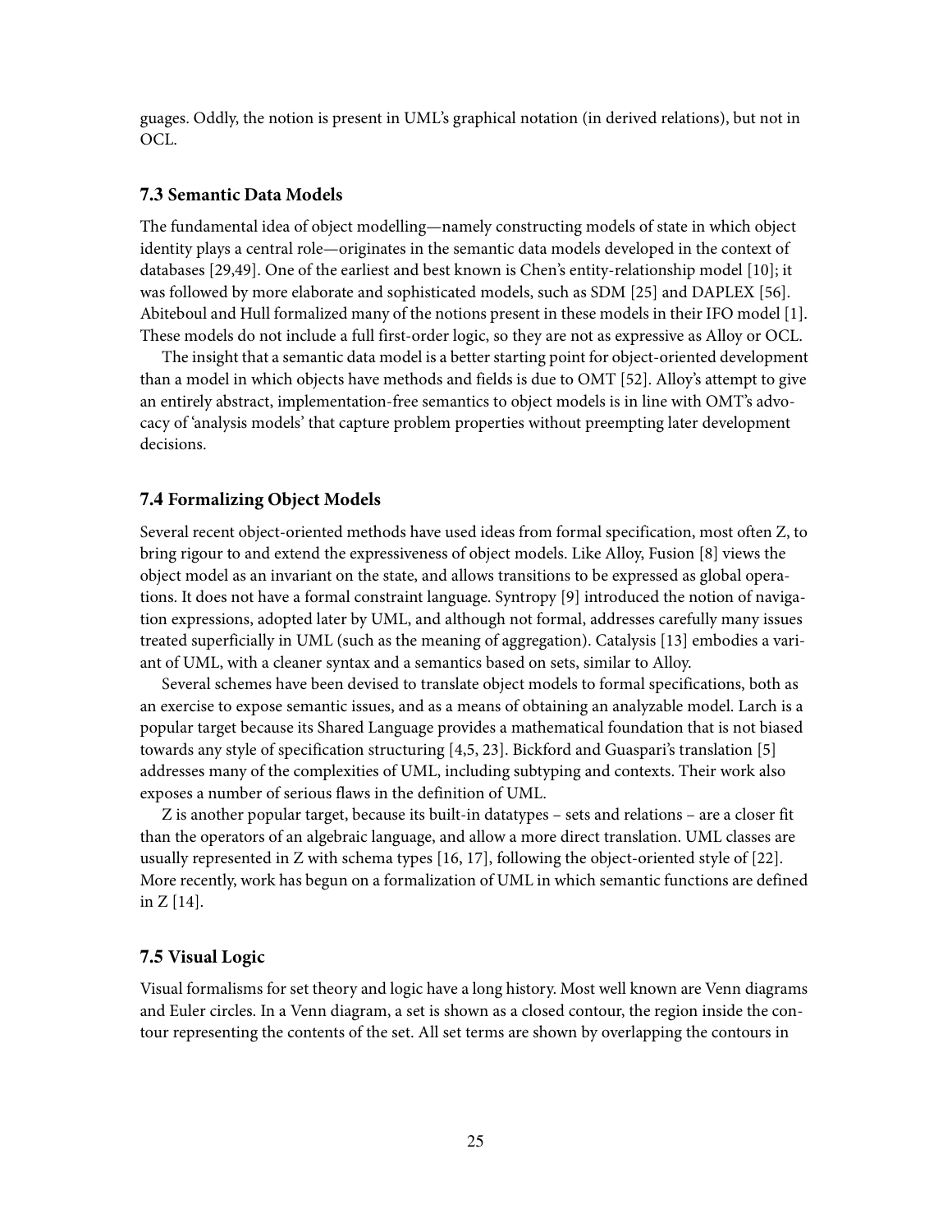guages. Oddly, the notion is present in UML's graphical notation (in derived relations), but not in OCL.

### 7.3 Semantic Data Models

The fundamental idea of object modelling—namely constructing models of state in which object identity plays a central role—originates in the semantic data models developed in the context of databases [29,49]. One of the earliest and best known is Chen's entity-relationship model [10]; it was followed by more elaborate and sophisticated models, such as SDM [25] and DAPLEX [56]. Abiteboul and Hull formalized many of the notions present in these models in their IFO model [1]. These models do not include a full first-order logic, so they are not as expressive as Alloy or OCL.

The insight that a semantic data model is a better starting point for object-oriented development than a model in which objects have methods and fields is due to OMT [52]. Alloy's attempt to give an entirely abstract, implementation-free semantics to object models is in line with OMT's advocacy of 'analysis models' that capture problem properties without preempting later development decisions.

### 7.4 Formalizing Object Models

Several recent object-oriented methods have used ideas from formal specification, most often Z, to bring rigour to and extend the expressiveness of object models. Like Alloy, Fusion [8] views the object model as an invariant on the state, and allows transitions to be expressed as global operations. It does not have a formal constraint language. Syntropy [9] introduced the notion of navigation expressions, adopted later by UML, and although not formal, addresses carefully many issues treated superficially in UML (such as the meaning of aggregation). Catalysis [13] embodies a variant of UML, with a cleaner syntax and a semantics based on sets, similar to Alloy.

Several schemes have been devised to translate object models to formal specifications, both as an exercise to expose semantic issues, and as a means of obtaining an analyzable model. Larch is a popular target because its Shared Language provides a mathematical foundation that is not biased towards any style of specification structuring [4,5, 23]. Bickford and Guaspari's translation [5] addresses many of the complexities of UML, including subtyping and contexts. Their work also exposes a number of serious flaws in the definition of UML.

Z is another popular target, because its built-in datatypes – sets and relations – are a closer fit than the operators of an algebraic language, and allow a more direct translation. UML classes are usually represented in Z with schema types [16, 17], following the object-oriented style of [22]. More recently, work has begun on a formalization of UML in which semantic functions are defined in Z [14].

### 7.5 Visual Logic

Visual formalisms for set theory and logic have a long history. Most well known are Venn diagrams and Euler circles. In a Venn diagram, a set is shown as a closed contour, the region inside the contour representing the contents of the set. All set terms are shown by overlapping the contours in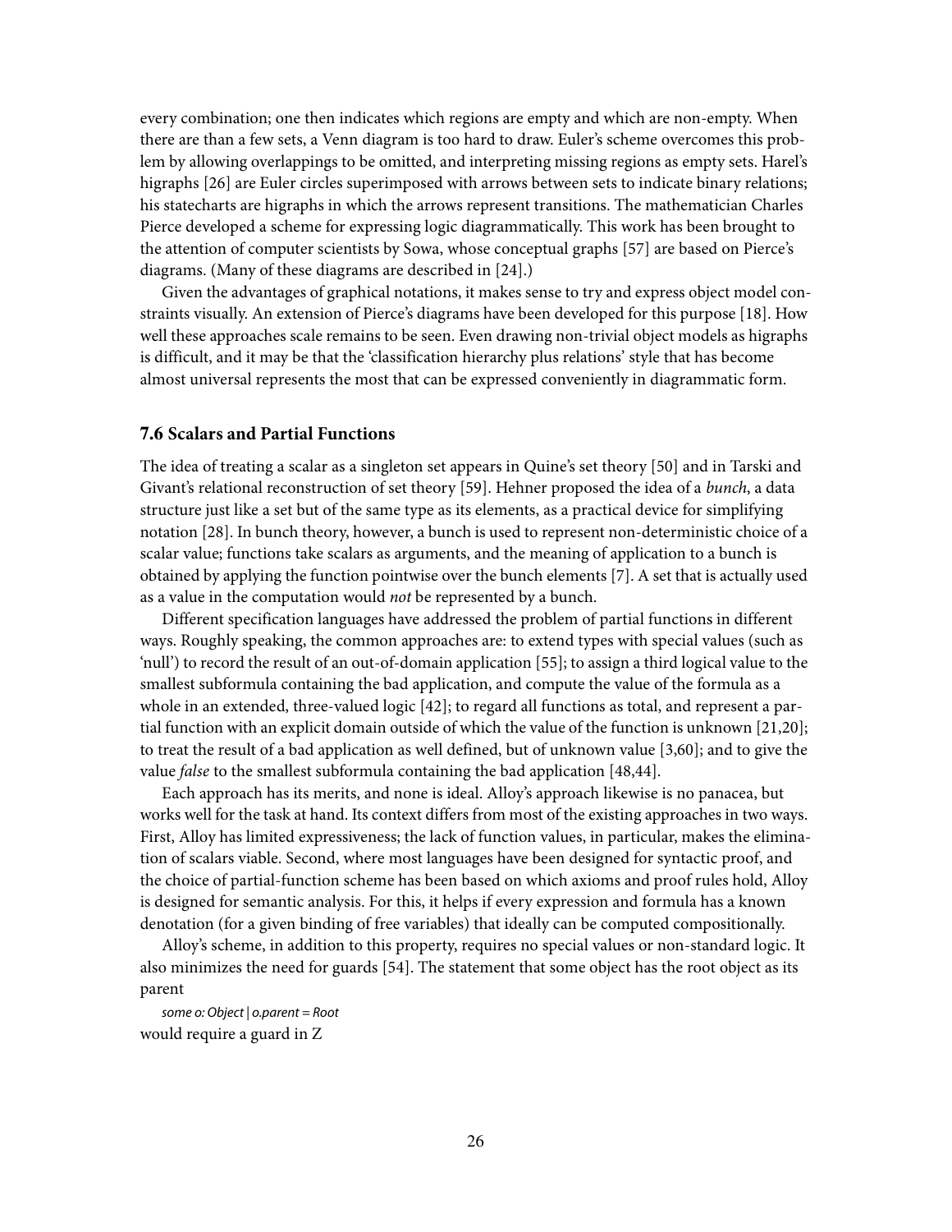every combination; one then indicates which regions are empty and which are non-empty. When there are than a few sets, a Venn diagram is too hard to draw. Euler's scheme overcomes this problem by allowing overlappings to be omitted, and interpreting missing regions as empty sets. Harel's higraphs [26] are Euler circles superimposed with arrows between sets to indicate binary relations; his statecharts are higraphs in which the arrows represent transitions. The mathematician Charles Pierce developed a scheme for expressing logic diagrammatically. This work has been brought to the attention of computer scientists by Sowa, whose conceptual graphs [57] are based on Pierce's diagrams. (Many of these diagrams are described in [24].)

Given the advantages of graphical notations, it makes sense to try and express object model constraints visually. An extension of Pierce's diagrams have been developed for this purpose [18]. How well these approaches scale remains to be seen. Even drawing non-trivial object models as higraphs is difficult, and it may be that the 'classification hierarchy plus relations' style that has become almost universal represents the most that can be expressed conveniently in diagrammatic form.

### 7.6 Scalars and Partial Functions

The idea of treating a scalar as a singleton set appears in Quine's set theory [50] and in Tarski and Givant's relational reconstruction of set theory [59]. Hehner proposed the idea of a *bunch*, a data structure just like a set but of the same type as its elements, as a practical device for simplifying notation [28]. In bunch theory, however, a bunch is used to represent non-deterministic choice of a scalar value; functions take scalars as arguments, and the meaning of application to a bunch is obtained by applying the function pointwise over the bunch elements [7]. A set that is actually used as a value in the computation would *not* be represented by a bunch.

Different specification languages have addressed the problem of partial functions in different ways. Roughly speaking, the common approaches are: to extend types with special values (such as 'null') to record the result of an out-of-domain application [55]; to assign a third logical value to the smallest subformula containing the bad application, and compute the value of the formula as a whole in an extended, three-valued logic [42]; to regard all functions as total, and represent a partial function with an explicit domain outside of which the value of the function is unknown [21,20]; to treat the result of a bad application as well defined, but of unknown value [3,60]; and to give the value *false* to the smallest subformula containing the bad application [48,44].

Each approach has its merits, and none is ideal. Alloy's approach likewise is no panacea, but works well for the task at hand. Its context differs from most of the existing approaches in two ways. First, Alloy has limited expressiveness; the lack of function values, in particular, makes the elimination of scalars viable. Second, where most languages have been designed for syntactic proof, and the choice of partial-function scheme has been based on which axioms and proof rules hold, Alloy is designed for semantic analysis. For this, it helps if every expression and formula has a known denotation (for a given binding of free variables) that ideally can be computed compositionally.

Alloy's scheme, in addition to this property, requires no special values or non-standard logic. It also minimizes the need for guards [54]. The statement that some object has the root object as its parent

*some o: Object | o.parent = Root*

would require a guard in Z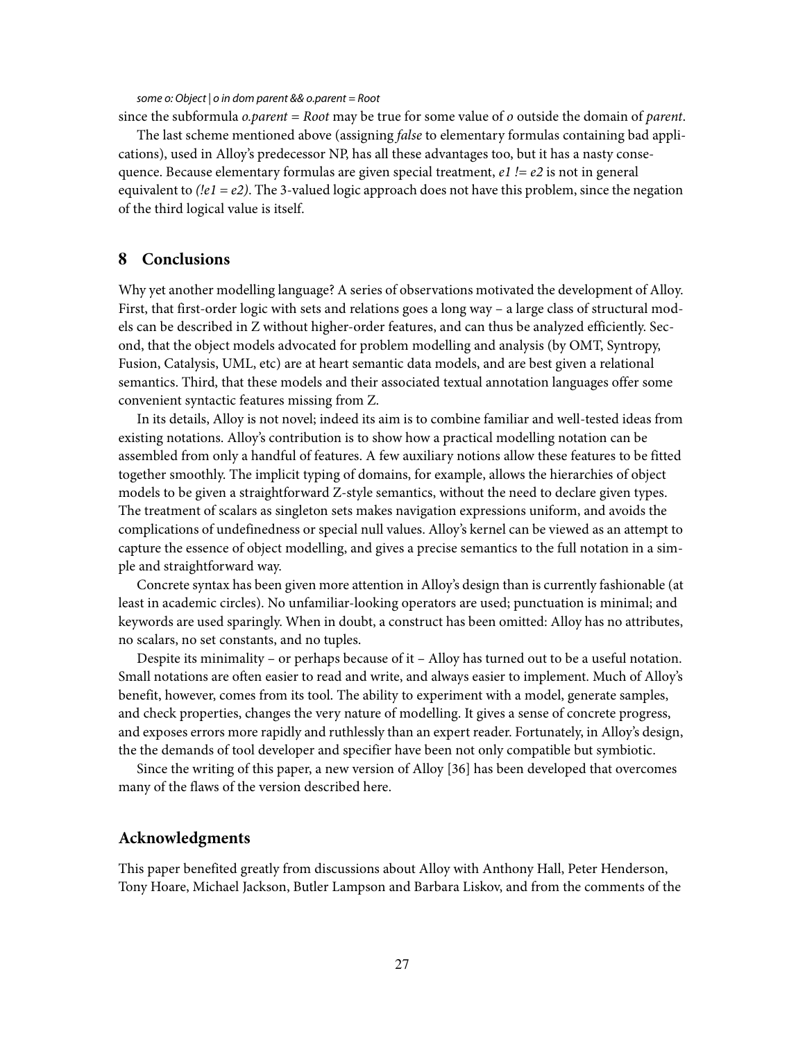*some o: Object | o in dom parent && o.parent = Root*

since the subformula *o.parent = Root* may be true for some value of *o* outside the domain of *parent*.

The last scheme mentioned above (assigning *false* to elementary formulas containing bad applications), used in Alloy's predecessor NP, has all these advantages too, but it has a nasty consequence. Because elementary formulas are given special treatment, *e1 != e2* is not in general equivalent to *(!e1 = e2)*. The 3-valued logic approach does not have this problem, since the negation of the third logical value is itself.

## 8 Conclusions

Why yet another modelling language? A series of observations motivated the development of Alloy. First, that first-order logic with sets and relations goes a long way – a large class of structural models can be described in Z without higher-order features, and can thus be analyzed efficiently. Second, that the object models advocated for problem modelling and analysis (by OMT, Syntropy, Fusion, Catalysis, UML, etc) are at heart semantic data models, and are best given a relational semantics. Third, that these models and their associated textual annotation languages offer some convenient syntactic features missing from Z.

In its details, Alloy is not novel; indeed its aim is to combine familiar and well-tested ideas from existing notations. Alloy's contribution is to show how a practical modelling notation can be assembled from only a handful of features. A few auxiliary notions allow these features to be fitted together smoothly. The implicit typing of domains, for example, allows the hierarchies of object models to be given a straightforward Z-style semantics, without the need to declare given types. The treatment of scalars as singleton sets makes navigation expressions uniform, and avoids the complications of undefinedness or special null values. Alloy's kernel can be viewed as an attempt to capture the essence of object modelling, and gives a precise semantics to the full notation in a simple and straightforward way.

Concrete syntax has been given more attention in Alloy's design than is currently fashionable (at least in academic circles). No unfamiliar-looking operators are used; punctuation is minimal; and keywords are used sparingly. When in doubt, a construct has been omitted: Alloy has no attributes, no scalars, no set constants, and no tuples.

Despite its minimality – or perhaps because of it – Alloy has turned out to be a useful notation. Small notations are often easier to read and write, and always easier to implement. Much of Alloy's benefit, however, comes from its tool. The ability to experiment with a model, generate samples, and check properties, changes the very nature of modelling. It gives a sense of concrete progress, and exposes errors more rapidly and ruthlessly than an expert reader. Fortunately, in Alloy's design, the the demands of tool developer and specifier have been not only compatible but symbiotic.

Since the writing of this paper, a new version of Alloy [36] has been developed that overcomes many of the flaws of the version described here.

## Acknowledgments

This paper benefited greatly from discussions about Alloy with Anthony Hall, Peter Henderson, Tony Hoare, Michael Jackson, Butler Lampson and Barbara Liskov, and from the comments of the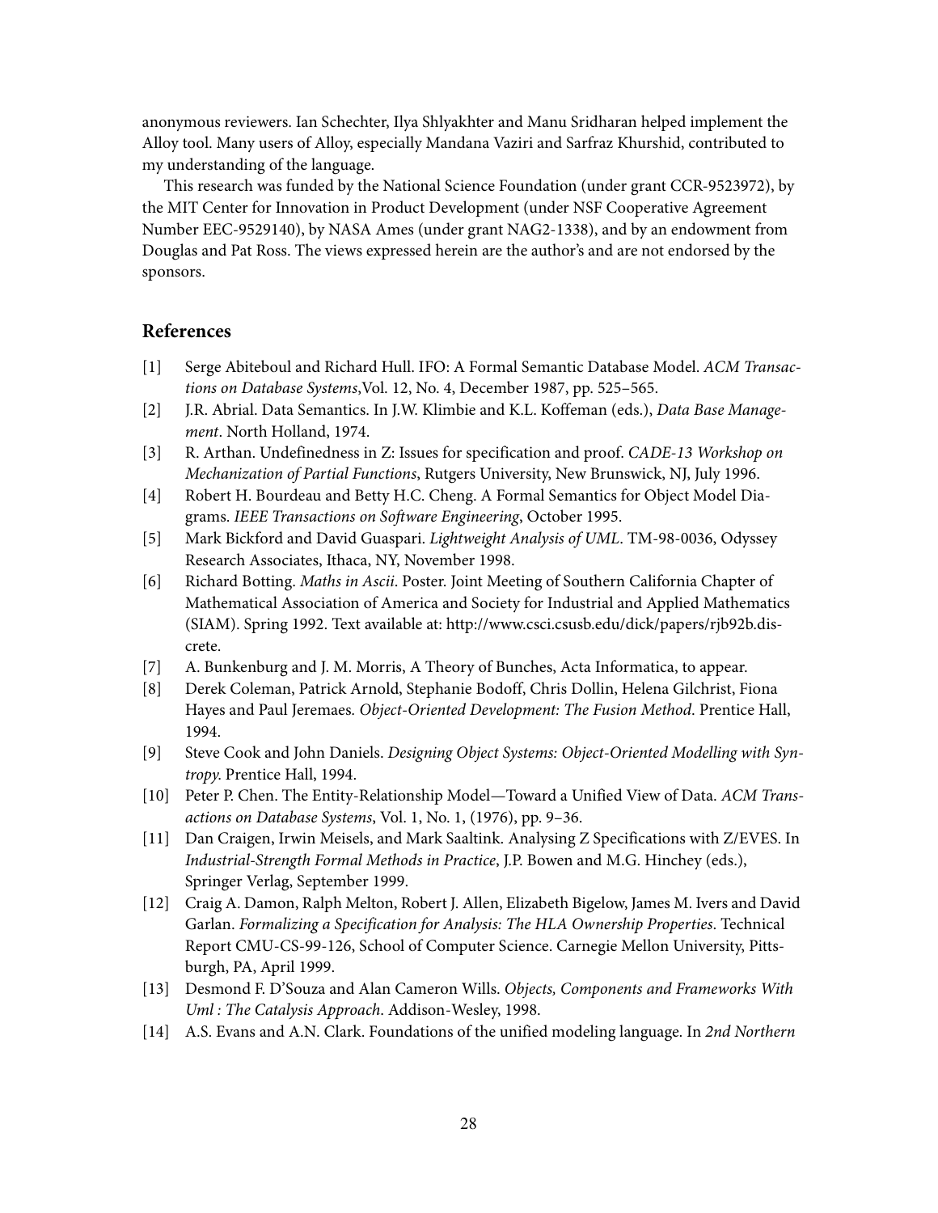anonymous reviewers. Ian Schechter, Ilya Shlyakhter and Manu Sridharan helped implement the Alloy tool. Many users of Alloy, especially Mandana Vaziri and Sarfraz Khurshid, contributed to my understanding of the language.

This research was funded by the National Science Foundation (under grant CCR-9523972), by the MIT Center for Innovation in Product Development (under NSF Cooperative Agreement Number EEC-9529140), by NASA Ames (under grant NAG2-1338), and by an endowment from Douglas and Pat Ross. The views expressed herein are the author's and are not endorsed by the sponsors.

## References

[1] Serge Abiteboul and Richard Hull. IFO: A Formal Semantic Database Model. *ACM Transactions on Database Systems*,Vol. 12, No. 4, December 1987, pp. 525–565.

[2] J.R. Abrial. Data Semantics. In J.W. Klimbie and K.L. Koffeman (eds.), *Data Base Management*. North Holland, 1974.

[3] R. Arthan. Undefinedness in Z: Issues for specification and proof. *CADE-13 Workshop on Mechanization of Partial Functions*, Rutgers University, New Brunswick, NJ, July 1996.

[4] Robert H. Bourdeau and Betty H.C. Cheng. A Formal Semantics for Object Model Diagrams. *IEEE Transactions on Software Engineering*, October 1995.

[5] Mark Bickford and David Guaspari. *Lightweight Analysis of UML*. TM-98-0036, Odyssey Research Associates, Ithaca, NY, November 1998.

[6] Richard Botting. *Maths in Ascii*. Poster. Joint Meeting of Southern California Chapter of Mathematical Association of America and Society for Industrial and Applied Mathematics (SIAM). Spring 1992. Text available at: http://www.csci.csusb.edu/dick/papers/rjb92b.discrete.

[7] A. Bunkenburg and J. M. Morris, A Theory of Bunches, Acta Informatica, to appear.

[8] Derek Coleman, Patrick Arnold, Stephanie Bodoff, Chris Dollin, Helena Gilchrist, Fiona Hayes and Paul Jeremaes. *Object-Oriented Development: The Fusion Method*. Prentice Hall, 1994.

[9] Steve Cook and John Daniels. *Designing Object Systems: Object-Oriented Modelling with Syntropy*. Prentice Hall, 1994.

[10] Peter P. Chen. The Entity-Relationship Model—Toward a Unified View of Data. *ACM Transactions on Database Systems*, Vol. 1, No. 1, (1976), pp. 9–36.

[11] Dan Craigen, Irwin Meisels, and Mark Saaltink. Analysing Z Specifications with Z/EVES. In *Industrial-Strength Formal Methods in Practice*, J.P. Bowen and M.G. Hinchey (eds.), Springer Verlag, September 1999.

[12] Craig A. Damon, Ralph Melton, Robert J. Allen, Elizabeth Bigelow, James M. Ivers and David Garlan. *Formalizing a Specification for Analysis: The HLA Ownership Properties*. Technical Report CMU-CS-99-126, School of Computer Science. Carnegie Mellon University, Pittsburgh, PA, April 1999.

[13] Desmond F. D'Souza and Alan Cameron Wills. *Objects, Components and Frameworks With Uml : The Catalysis Approach*. Addison-Wesley, 1998.

[14] A.S. Evans and A.N. Clark. Foundations of the unified modeling language. In *2nd Northern*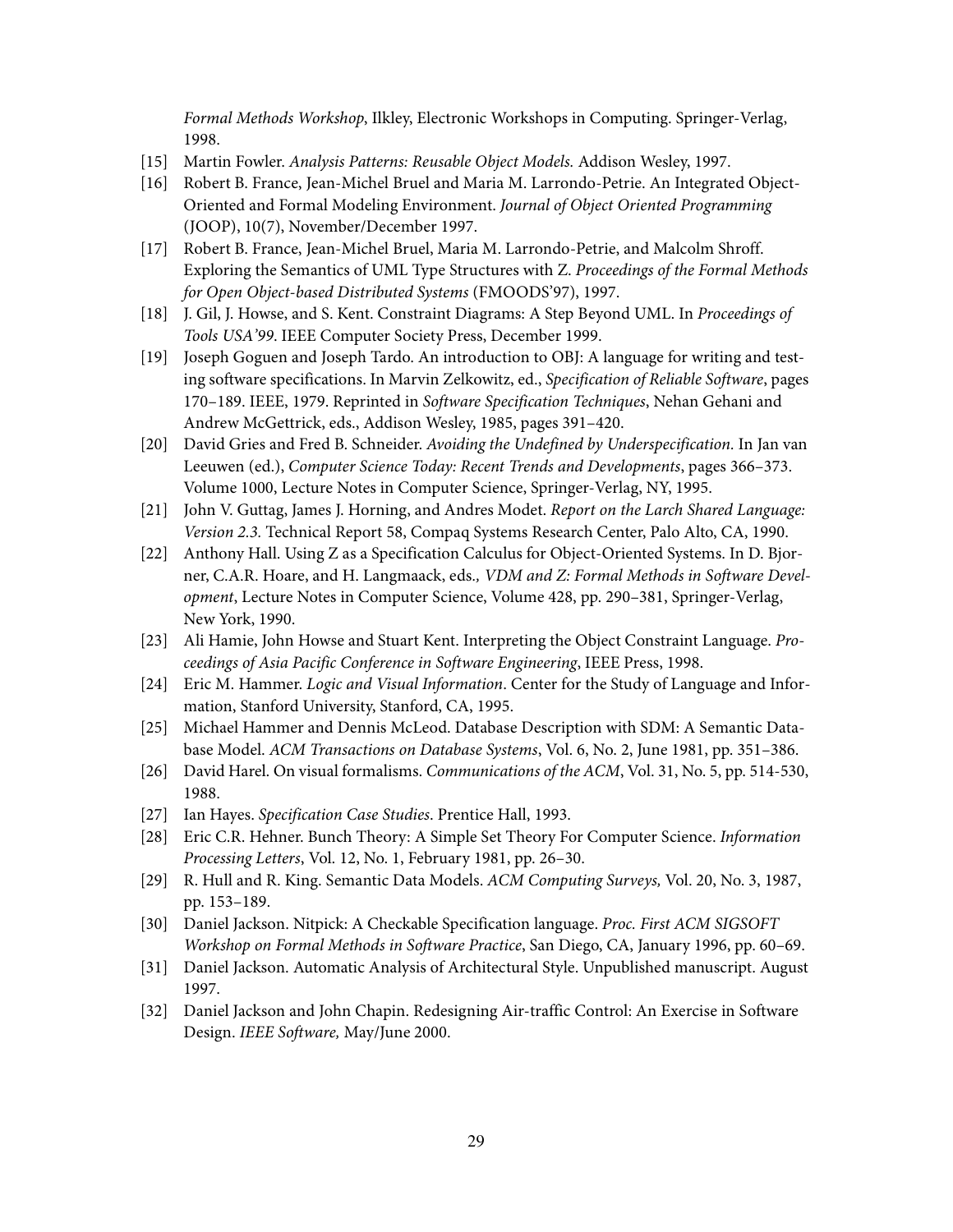*Formal Methods Workshop*, Ilkley, Electronic Workshops in Computing. Springer-Verlag, 1998.

[15] Martin Fowler. *Analysis Patterns: Reusable Object Models.* Addison Wesley, 1997.

[16] Robert B. France, Jean-Michel Bruel and Maria M. Larrondo-Petrie. An Integrated Object-Oriented and Formal Modeling Environment. *Journal of Object Oriented Programming* (JOOP), 10(7), November/December 1997.

[17] Robert B. France, Jean-Michel Bruel, Maria M. Larrondo-Petrie, and Malcolm Shroff. Exploring the Semantics of UML Type Structures with Z. *Proceedings of the Formal Methods for Open Object-based Distributed Systems* (FMOODS'97), 1997.

[18] J. Gil, J. Howse, and S. Kent. Constraint Diagrams: A Step Beyond UML. In *Proceedings of Tools USA'99*. IEEE Computer Society Press, December 1999.

[19] Joseph Goguen and Joseph Tardo. An introduction to OBJ: A language for writing and testing software specifications. In Marvin Zelkowitz, ed., *Specification of Reliable Software*, pages 170–189. IEEE, 1979. Reprinted in *Software Specification Techniques*, Nehan Gehani and Andrew McGettrick, eds., Addison Wesley, 1985, pages 391–420.

[20] David Gries and Fred B. Schneider. *Avoiding the Undefined by Underspecification.* In Jan van Leeuwen (ed.), *Computer Science Today: Recent Trends and Developments*, pages 366–373. Volume 1000, Lecture Notes in Computer Science, Springer-Verlag, NY, 1995.

[21] John V. Guttag, James J. Horning, and Andres Modet. *Report on the Larch Shared Language: Version 2.3.* Technical Report 58, Compaq Systems Research Center, Palo Alto, CA, 1990.

[22] Anthony Hall. Using Z as a Specification Calculus for Object-Oriented Systems. In D. Bjorner, C.A.R. Hoare, and H. Langmaack, eds., *VDM and Z: Formal Methods in Software Development*, Lecture Notes in Computer Science, Volume 428, pp. 290–381, Springer-Verlag, New York, 1990.

[23] Ali Hamie, John Howse and Stuart Kent. Interpreting the Object Constraint Language. *Proceedings of Asia Pacific Conference in Software Engineering*, IEEE Press, 1998.

[24] Eric M. Hammer. *Logic and Visual Information*. Center for the Study of Language and Information, Stanford University, Stanford, CA, 1995.

[25] Michael Hammer and Dennis McLeod. Database Description with SDM: A Semantic Database Model. *ACM Transactions on Database Systems*, Vol. 6, No. 2, June 1981, pp. 351–386.

[26] David Harel. On visual formalisms. *Communications of the ACM*, Vol. 31, No. 5, pp. 514-530, 1988.

[27] Ian Hayes. *Specification Case Studies*. Prentice Hall, 1993.

[28] Eric C.R. Hehner. Bunch Theory: A Simple Set Theory For Computer Science. *Information Processing Letters*, Vol. 12, No. 1, February 1981, pp. 26–30.

[29] R. Hull and R. King. Semantic Data Models. *ACM Computing Surveys,* Vol. 20, No. 3, 1987, pp. 153–189.

[30] Daniel Jackson. Nitpick: A Checkable Specification language. *Proc. First ACM SIGSOFT Workshop on Formal Methods in Software Practice*, San Diego, CA, January 1996, pp. 60–69.

[31] Daniel Jackson. Automatic Analysis of Architectural Style. Unpublished manuscript. August 1997.

[32] Daniel Jackson and John Chapin. Redesigning Air-traffic Control: An Exercise in Software Design. *IEEE Software,* May/June 2000.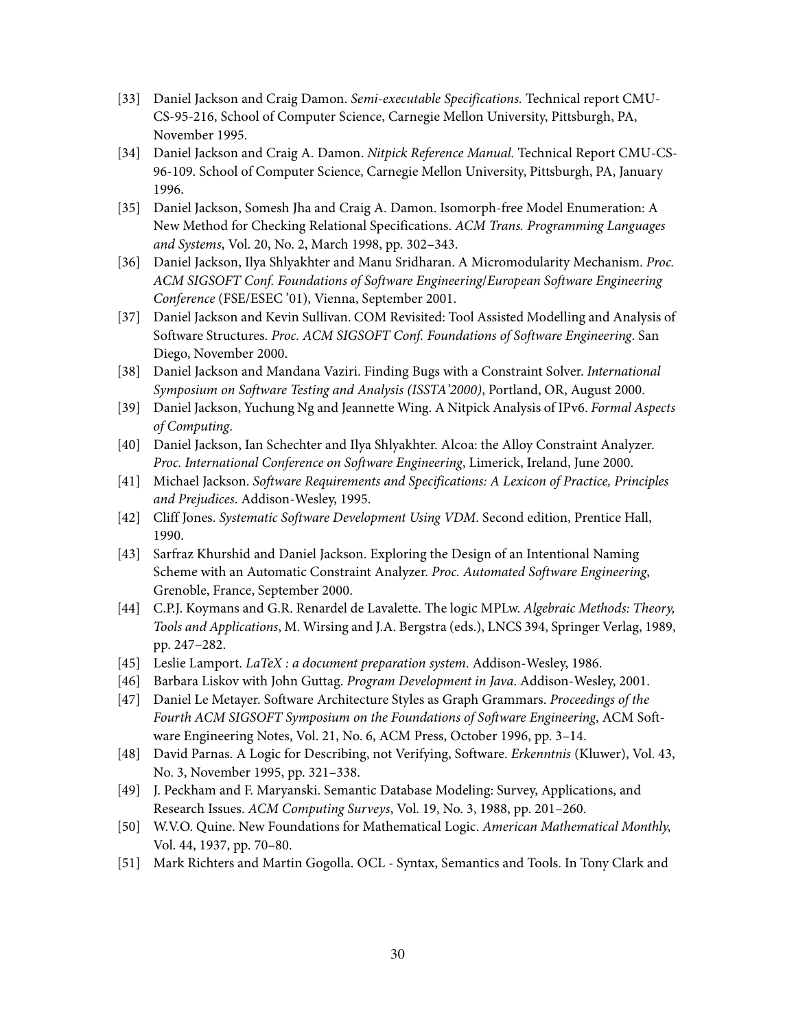[33] Daniel Jackson and Craig Damon. *Semi-executable Specifications.* Technical report CMU-CS-95-216, School of Computer Science, Carnegie Mellon University, Pittsburgh, PA, November 1995.

[34] Daniel Jackson and Craig A. Damon. *Nitpick Reference Manual.* Technical Report CMU-CS-96-109. School of Computer Science, Carnegie Mellon University, Pittsburgh, PA, January 1996.

[35] Daniel Jackson, Somesh Jha and Craig A. Damon. Isomorph-free Model Enumeration: A New Method for Checking Relational Specifications. *ACM Trans. Programming Languages and Systems*, Vol. 20, No. 2, March 1998, pp. 302–343.

[36] Daniel Jackson, Ilya Shlyakhter and Manu Sridharan. A Micromodularity Mechanism. *Proc. ACM SIGSOFT Conf. Foundations of Software Engineering/European Software Engineering Conference* (FSE/ESEC '01), Vienna, September 2001.

[37] Daniel Jackson and Kevin Sullivan. COM Revisited: Tool Assisted Modelling and Analysis of Software Structures. *Proc. ACM SIGSOFT Conf. Foundations of Software Engineering*. San Diego, November 2000.

[38] Daniel Jackson and Mandana Vaziri. Finding Bugs with a Constraint Solver. *International Symposium on Software Testing and Analysis (ISSTA'2000)*, Portland, OR, August 2000.

[39] Daniel Jackson, Yuchung Ng and Jeannette Wing. A Nitpick Analysis of IPv6. *Formal Aspects of Computing*.

[40] Daniel Jackson, Ian Schechter and Ilya Shlyakhter. Alcoa: the Alloy Constraint Analyzer. *Proc. International Conference on Software Engineering*, Limerick, Ireland, June 2000.

[41] Michael Jackson. *Software Requirements and Specifications: A Lexicon of Practice, Principles and Prejudices*. Addison-Wesley, 1995.

[42] Cliff Jones. *Systematic Software Development Using VDM*. Second edition, Prentice Hall, 1990.

[43] Sarfraz Khurshid and Daniel Jackson. Exploring the Design of an Intentional Naming Scheme with an Automatic Constraint Analyzer. *Proc. Automated Software Engineering*, Grenoble, France, September 2000.

[44] C.P.J. Koymans and G.R. Renardel de Lavalette. The logic MPLw. *Algebraic Methods: Theory, Tools and Applications*, M. Wirsing and J.A. Bergstra (eds.), LNCS 394, Springer Verlag, 1989, pp. 247–282.

[45] Leslie Lamport. *LaTeX : a document preparation system*. Addison-Wesley, 1986.

[46] Barbara Liskov with John Guttag. *Program Development in Java*. Addison-Wesley, 2001.

[47] Daniel Le Metayer. Software Architecture Styles as Graph Grammars. *Proceedings of the Fourth ACM SIGSOFT Symposium on the Foundations of Software Engineering*, ACM Software Engineering Notes, Vol. 21, No. 6, ACM Press, October 1996, pp. 3–14.

[48] David Parnas. A Logic for Describing, not Verifying, Software. *Erkenntnis* (Kluwer), Vol. 43, No. 3, November 1995, pp. 321–338.

[49] J. Peckham and F. Maryanski. Semantic Database Modeling: Survey, Applications, and Research Issues. *ACM Computing Surveys*, Vol. 19, No. 3, 1988, pp. 201–260.

[50] W.V.O. Quine. New Foundations for Mathematical Logic. *American Mathematical Monthly*, Vol. 44, 1937, pp. 70–80.

[51] Mark Richters and Martin Gogolla. OCL - Syntax, Semantics and Tools. In Tony Clark and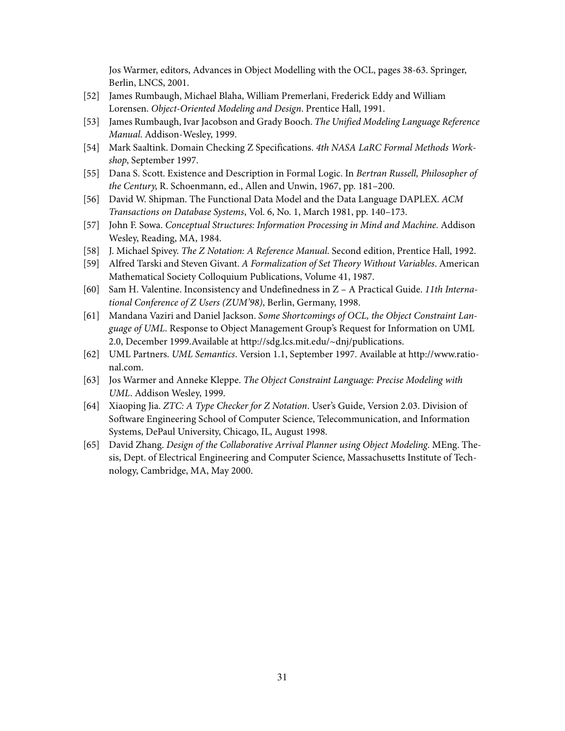Jos Warmer, editors, Advances in Object Modelling with the OCL, pages 38-63. Springer, Berlin, LNCS, 2001.

[52] James Rumbaugh, Michael Blaha, William Premerlani, Frederick Eddy and William Lorensen. *Object-Oriented Modeling and Design*. Prentice Hall, 1991.

[53] James Rumbaugh, Ivar Jacobson and Grady Booch. *The Unified Modeling Language Reference Manual*. Addison-Wesley, 1999.

[54] Mark Saaltink. Domain Checking Z Specifications. *4th NASA LaRC Formal Methods Workshop*, September 1997.

[55] Dana S. Scott. Existence and Description in Formal Logic. In *Bertran Russell, Philosopher of the Century*, R. Schoenmann, ed., Allen and Unwin, 1967, pp. 181–200.

[56] David W. Shipman. The Functional Data Model and the Data Language DAPLEX. *ACM Transactions on Database Systems*, Vol. 6, No. 1, March 1981, pp. 140–173.

[57] John F. Sowa. *Conceptual Structures: Information Processing in Mind and Machine*. Addison Wesley, Reading, MA, 1984.

[58] J. Michael Spivey. *The Z Notation: A Reference Manual*. Second edition, Prentice Hall, 1992.

[59] Alfred Tarski and Steven Givant. *A Formalization of Set Theory Without Variables*. American Mathematical Society Colloquium Publications, Volume 41, 1987.

[60] Sam H. Valentine. Inconsistency and Undefinedness in Z – A Practical Guide. *11th International Conference of Z Users (ZUM'98)*, Berlin, Germany, 1998.

[61] Mandana Vaziri and Daniel Jackson. *Some Shortcomings of OCL, the Object Constraint Language of UML*. Response to Object Management Group's Request for Information on UML 2.0, December 1999.Available at http://sdg.lcs.mit.edu/~dnj/publications.

[62] UML Partners. *UML Semantics*. Version 1.1, September 1997. Available at http://www.rational.com.

[63] Jos Warmer and Anneke Kleppe. *The Object Constraint Language: Precise Modeling with UML*. Addison Wesley, 1999.

[64] Xiaoping Jia. *ZTC: A Type Checker for Z Notation*. User's Guide, Version 2.03. Division of Software Engineering School of Computer Science, Telecommunication, and Information Systems, DePaul University, Chicago, IL, August 1998.

[65] David Zhang. *Design of the Collaborative Arrival Planner using Object Modeling*. MEng. Thesis, Dept. of Electrical Engineering and Computer Science, Massachusetts Institute of Technology, Cambridge, MA, May 2000.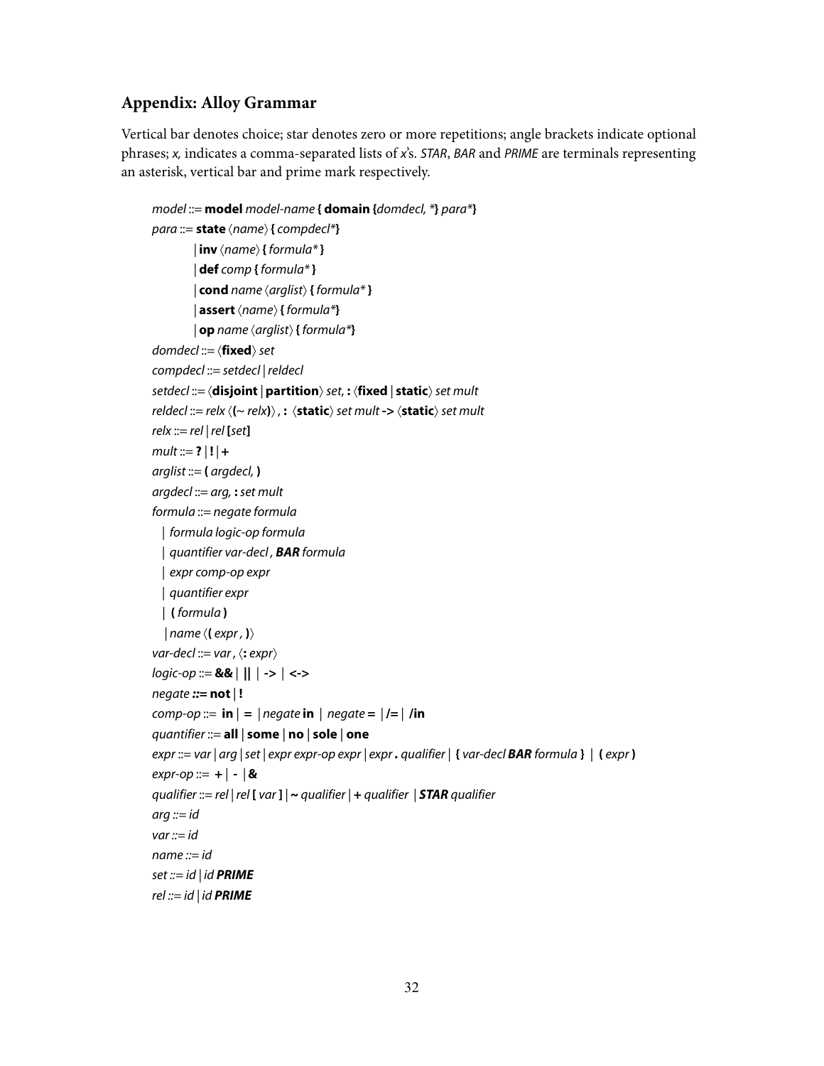## Appendix: Alloy Grammar

Vertical bar denotes choice; star denotes zero or more repetitions; angle brackets indicate optional phrases; *x,* indicates a comma-separated lists of *x*'s. *STAR*, *BAR* and *PRIME* are terminals representing an asterisk, vertical bar and prime mark respectively.

*model* ::= **model** *model-name* **{ domain {***domdecl, \****}** *para\****}**

*para* ::= **state** ⟨*name*⟩ **{** *compdecl\****}**
  | **inv** ⟨*name*⟩ **{** *formula\** **}**
  | **def** *comp* **{** *formula\** **}**
  | **cond** *name* ⟨*arglist*⟩ **{** *formula\** **}**
  | **assert** ⟨*name*⟩ **{** *formula\****}**
  | **op** *name* ⟨*arglist*⟩ **{** *formula\****}**

*domdecl* ::= ⟨**fixed**⟩ *set*

*compdecl* ::= *setdecl* | *reldecl*

*setdecl* ::= ⟨**disjoint** | **partition**⟩ *set,* **:** ⟨**fixed** | **static**⟩ *set mult*

*reldecl* ::= *relx* ⟨**(**~ *relx***)**⟩ **, :** ⟨**static**⟩ *set mult* **->** ⟨**static**⟩ *set mult*

*relx* ::= *rel* | *rel* **[***set***]**

*mult* ::= **?** | **!** | **+**

*arglist* ::= **(** *argdecl,* **)**

*argdecl* ::= *arg,* **:** *set mult*

*formula* ::= *negate formula*
 | *formula logic-op formula*
 | *quantifier var-decl , **BAR** formula*
 | *expr comp-op expr*
 | *quantifier expr*
 | **(** *formula* **)**
 | *name* ⟨**(** *expr* **,** **)**⟩

*var-decl* ::= *var ,* ⟨**:** *expr*⟩

*logic-op* ::= **&&** | **||** | **->** | **<->**

*negate* **::= not** | **!**

*comp-op* ::= **in** | **=** | *negate* **in** | *negate* **=** | **/=** | **/in**

*quantifier* ::= **all** | **some** | **no** | **sole** | **one**

*expr* ::= *var* | *arg* | *set* | *expr expr-op expr* | *expr* **.** *qualifier* | **{** *var-decl **BAR** formula* **}** | **(** *expr* **)**

*expr-op* ::= **+** | **-** | **&**

*qualifier* ::= *rel* | *rel* **[** *var* **]** | **~** *qualifier* | **+** *qualifier* | ***STAR** qualifier*

*arg* ::= *id*

*var* ::= *id*

*name* ::= *id*

*set* ::= *id* | *id **PRIME***

*rel* ::= *id* | *id **PRIME***